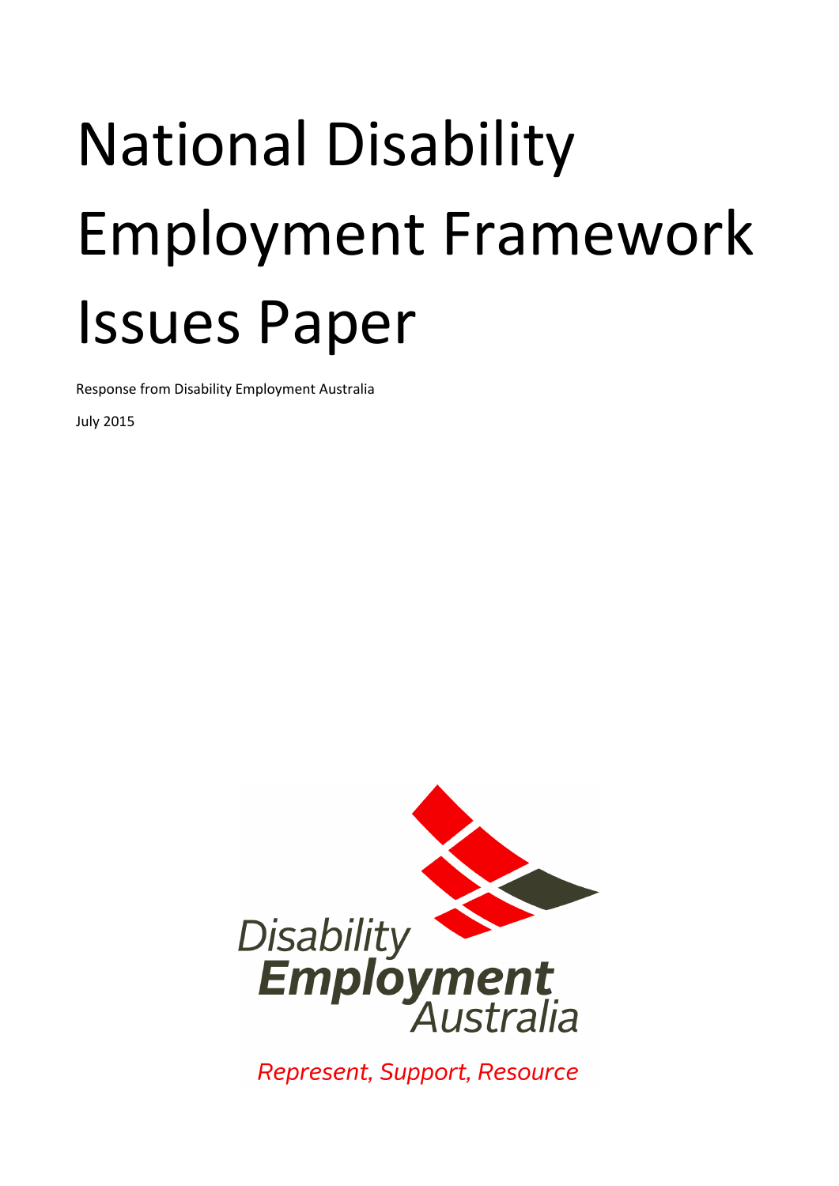# National Disability Employment Framework Issues Paper

Response from Disability Employment Australia

July 2015

Disability Employment Australia

*Represent, Support, Resource*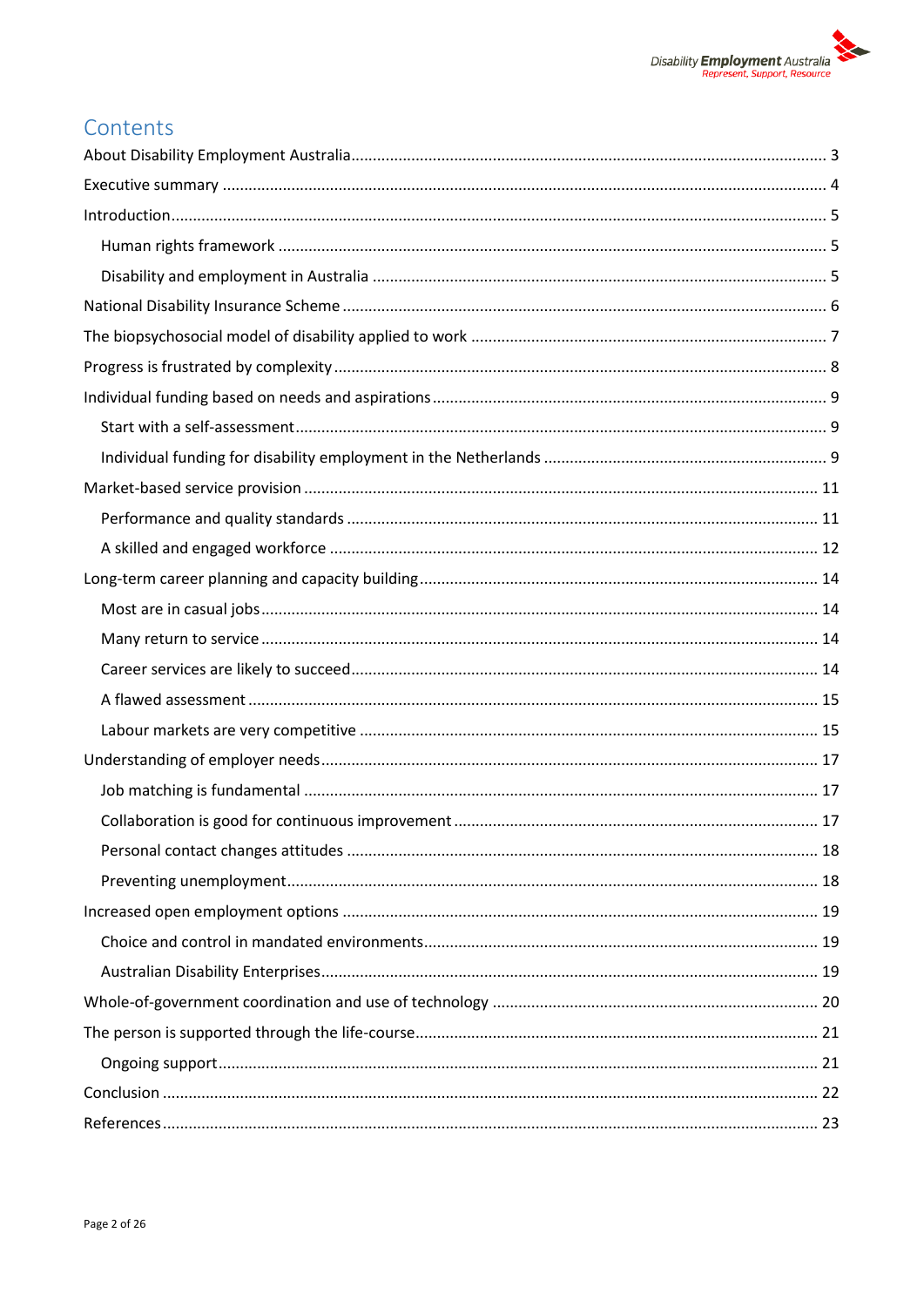# Contents

About Disability Employment Australia ... 3

Executive summary ... 4

Introduction ... 5

- Human rights framework ... 5
- Disability and employment in Australia ... 5

National Disability Insurance Scheme ... 6

The biopsychosocial model of disability applied to work ... 7

Progress is frustrated by complexity ... 8

Individual funding based on needs and aspirations ... 9

- Start with a self-assessment ... 9
- Individual funding for disability employment in the Netherlands ... 9

Market-based service provision ... 11

- Performance and quality standards ... 11
- A skilled and engaged workforce ... 12

Long-term career planning and capacity building ... 14

- Most are in casual jobs ... 14
- Many return to service ... 14
- Career services are likely to succeed ... 14
- A flawed assessment ... 15
- Labour markets are very competitive ... 15

Understanding of employer needs ... 17

- Job matching is fundamental ... 17
- Collaboration is good for continuous improvement ... 17
- Personal contact changes attitudes ... 18
- Preventing unemployment ... 18

Increased open employment options ... 19

- Choice and control in mandated environments ... 19
- Australian Disability Enterprises ... 19

Whole-of-government coordination and use of technology ... 20

The person is supported through the life-course ... 21

- Ongoing support ... 21

Conclusion ... 22

References ... 23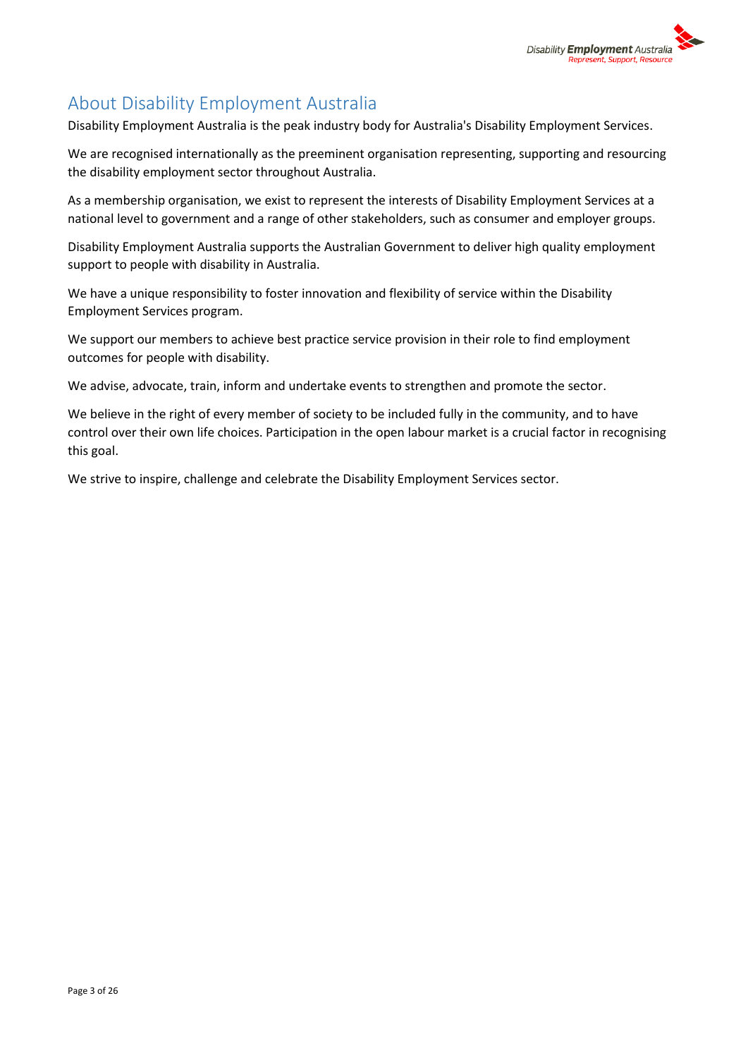## About Disability Employment Australia

Disability Employment Australia is the peak industry body for Australia's Disability Employment Services.

We are recognised internationally as the preeminent organisation representing, supporting and resourcing the disability employment sector throughout Australia.

As a membership organisation, we exist to represent the interests of Disability Employment Services at a national level to government and a range of other stakeholders, such as consumer and employer groups.

Disability Employment Australia supports the Australian Government to deliver high quality employment support to people with disability in Australia.

We have a unique responsibility to foster innovation and flexibility of service within the Disability Employment Services program.

We support our members to achieve best practice service provision in their role to find employment outcomes for people with disability.

We advise, advocate, train, inform and undertake events to strengthen and promote the sector.

We believe in the right of every member of society to be included fully in the community, and to have control over their own life choices. Participation in the open labour market is a crucial factor in recognising this goal.

We strive to inspire, challenge and celebrate the Disability Employment Services sector.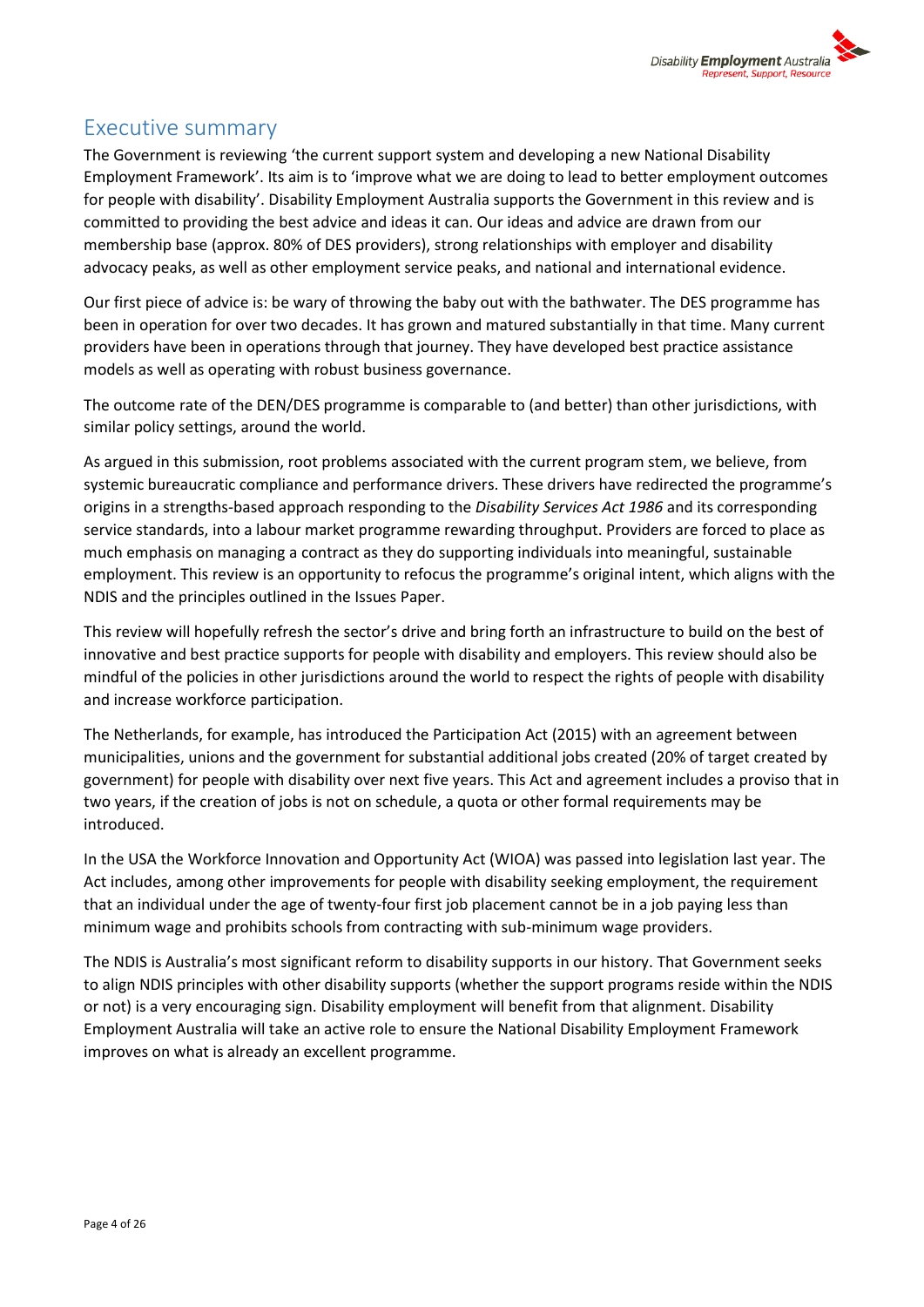## Executive summary

The Government is reviewing 'the current support system and developing a new National Disability Employment Framework'. Its aim is to 'improve what we are doing to lead to better employment outcomes for people with disability'. Disability Employment Australia supports the Government in this review and is committed to providing the best advice and ideas it can. Our ideas and advice are drawn from our membership base (approx. 80% of DES providers), strong relationships with employer and disability advocacy peaks, as well as other employment service peaks, and national and international evidence.

Our first piece of advice is: be wary of throwing the baby out with the bathwater. The DES programme has been in operation for over two decades. It has grown and matured substantially in that time. Many current providers have been in operations through that journey. They have developed best practice assistance models as well as operating with robust business governance.

The outcome rate of the DEN/DES programme is comparable to (and better) than other jurisdictions, with similar policy settings, around the world.

As argued in this submission, root problems associated with the current program stem, we believe, from systemic bureaucratic compliance and performance drivers. These drivers have redirected the programme's origins in a strengths-based approach responding to the *Disability Services Act 1986* and its corresponding service standards, into a labour market programme rewarding throughput. Providers are forced to place as much emphasis on managing a contract as they do supporting individuals into meaningful, sustainable employment. This review is an opportunity to refocus the programme's original intent, which aligns with the NDIS and the principles outlined in the Issues Paper.

This review will hopefully refresh the sector's drive and bring forth an infrastructure to build on the best of innovative and best practice supports for people with disability and employers. This review should also be mindful of the policies in other jurisdictions around the world to respect the rights of people with disability and increase workforce participation.

The Netherlands, for example, has introduced the Participation Act (2015) with an agreement between municipalities, unions and the government for substantial additional jobs created (20% of target created by government) for people with disability over next five years. This Act and agreement includes a proviso that in two years, if the creation of jobs is not on schedule, a quota or other formal requirements may be introduced.

In the USA the Workforce Innovation and Opportunity Act (WIOA) was passed into legislation last year. The Act includes, among other improvements for people with disability seeking employment, the requirement that an individual under the age of twenty-four first job placement cannot be in a job paying less than minimum wage and prohibits schools from contracting with sub-minimum wage providers.

The NDIS is Australia's most significant reform to disability supports in our history. That Government seeks to align NDIS principles with other disability supports (whether the support programs reside within the NDIS or not) is a very encouraging sign. Disability employment will benefit from that alignment. Disability Employment Australia will take an active role to ensure the National Disability Employment Framework improves on what is already an excellent programme.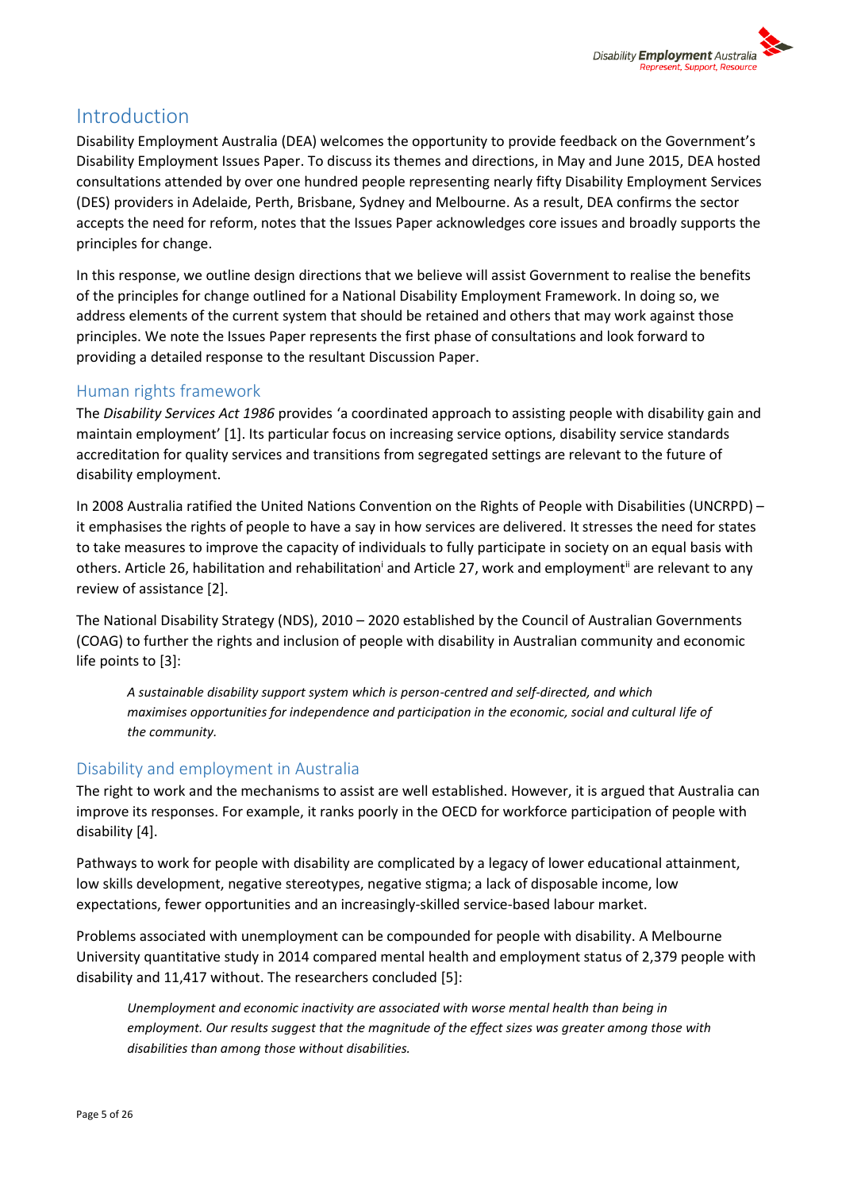# Introduction

Disability Employment Australia (DEA) welcomes the opportunity to provide feedback on the Government's Disability Employment Issues Paper. To discuss its themes and directions, in May and June 2015, DEA hosted consultations attended by over one hundred people representing nearly fifty Disability Employment Services (DES) providers in Adelaide, Perth, Brisbane, Sydney and Melbourne. As a result, DEA confirms the sector accepts the need for reform, notes that the Issues Paper acknowledges core issues and broadly supports the principles for change.

In this response, we outline design directions that we believe will assist Government to realise the benefits of the principles for change outlined for a National Disability Employment Framework. In doing so, we address elements of the current system that should be retained and others that may work against those principles. We note the Issues Paper represents the first phase of consultations and look forward to providing a detailed response to the resultant Discussion Paper.

## Human rights framework

The *Disability Services Act 1986* provides 'a coordinated approach to assisting people with disability gain and maintain employment' [1]. Its particular focus on increasing service options, disability service standards accreditation for quality services and transitions from segregated settings are relevant to the future of disability employment.

In 2008 Australia ratified the United Nations Convention on the Rights of People with Disabilities (UNCRPD) – it emphasises the rights of people to have a say in how services are delivered. It stresses the need for states to take measures to improve the capacity of individuals to fully participate in society on an equal basis with others. Article 26, habilitation and rehabilitation[i] and Article 27, work and employment[ii] are relevant to any review of assistance [2].

The National Disability Strategy (NDS), 2010 – 2020 established by the Council of Australian Governments (COAG) to further the rights and inclusion of people with disability in Australian community and economic life points to [3]:

> *A sustainable disability support system which is person-centred and self-directed, and which maximises opportunities for independence and participation in the economic, social and cultural life of the community.*

## Disability and employment in Australia

The right to work and the mechanisms to assist are well established. However, it is argued that Australia can improve its responses. For example, it ranks poorly in the OECD for workforce participation of people with disability [4].

Pathways to work for people with disability are complicated by a legacy of lower educational attainment, low skills development, negative stereotypes, negative stigma; a lack of disposable income, low expectations, fewer opportunities and an increasingly-skilled service-based labour market.

Problems associated with unemployment can be compounded for people with disability. A Melbourne University quantitative study in 2014 compared mental health and employment status of 2,379 people with disability and 11,417 without. The researchers concluded [5]:

> *Unemployment and economic inactivity are associated with worse mental health than being in employment. Our results suggest that the magnitude of the effect sizes was greater among those with disabilities than among those without disabilities.*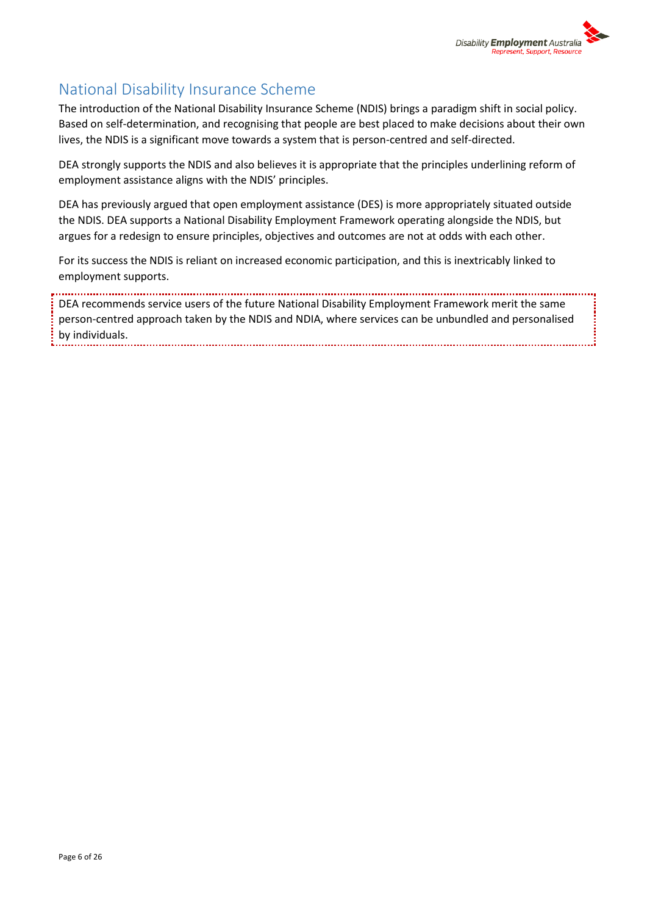## National Disability Insurance Scheme

The introduction of the National Disability Insurance Scheme (NDIS) brings a paradigm shift in social policy. Based on self-determination, and recognising that people are best placed to make decisions about their own lives, the NDIS is a significant move towards a system that is person-centred and self-directed.

DEA strongly supports the NDIS and also believes it is appropriate that the principles underlining reform of employment assistance aligns with the NDIS' principles.

DEA has previously argued that open employment assistance (DES) is more appropriately situated outside the NDIS. DEA supports a National Disability Employment Framework operating alongside the NDIS, but argues for a redesign to ensure principles, objectives and outcomes are not at odds with each other.

For its success the NDIS is reliant on increased economic participation, and this is inextricably linked to employment supports.

DEA recommends service users of the future National Disability Employment Framework merit the same person-centred approach taken by the NDIS and NDIA, where services can be unbundled and personalised by individuals.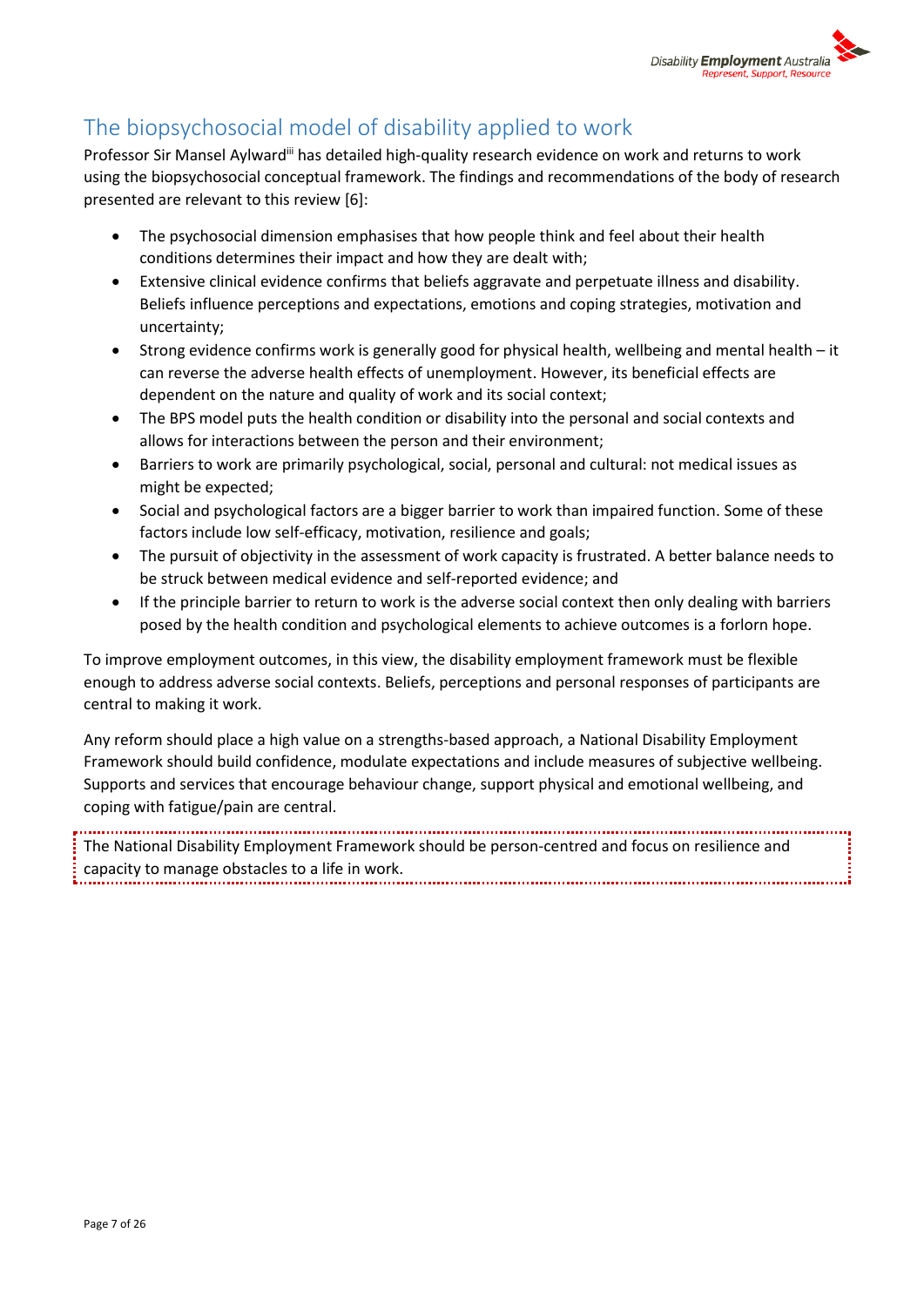## The biopsychosocial model of disability applied to work

Professor Sir Mansel Aylward[iii] has detailed high-quality research evidence on work and returns to work using the biopsychosocial conceptual framework. The findings and recommendations of the body of research presented are relevant to this review [6]:

- The psychosocial dimension emphasises that how people think and feel about their health conditions determines their impact and how they are dealt with;
- Extensive clinical evidence confirms that beliefs aggravate and perpetuate illness and disability. Beliefs influence perceptions and expectations, emotions and coping strategies, motivation and uncertainty;
- Strong evidence confirms work is generally good for physical health, wellbeing and mental health – it can reverse the adverse health effects of unemployment. However, its beneficial effects are dependent on the nature and quality of work and its social context;
- The BPS model puts the health condition or disability into the personal and social contexts and allows for interactions between the person and their environment;
- Barriers to work are primarily psychological, social, personal and cultural: not medical issues as might be expected;
- Social and psychological factors are a bigger barrier to work than impaired function. Some of these factors include low self-efficacy, motivation, resilience and goals;
- The pursuit of objectivity in the assessment of work capacity is frustrated. A better balance needs to be struck between medical evidence and self-reported evidence; and
- If the principle barrier to return to work is the adverse social context then only dealing with barriers posed by the health condition and psychological elements to achieve outcomes is a forlorn hope.

To improve employment outcomes, in this view, the disability employment framework must be flexible enough to address adverse social contexts. Beliefs, perceptions and personal responses of participants are central to making it work.

Any reform should place a high value on a strengths-based approach, a National Disability Employment Framework should build confidence, modulate expectations and include measures of subjective wellbeing. Supports and services that encourage behaviour change, support physical and emotional wellbeing, and coping with fatigue/pain are central.

> The National Disability Employment Framework should be person-centred and focus on resilience and capacity to manage obstacles to a life in work.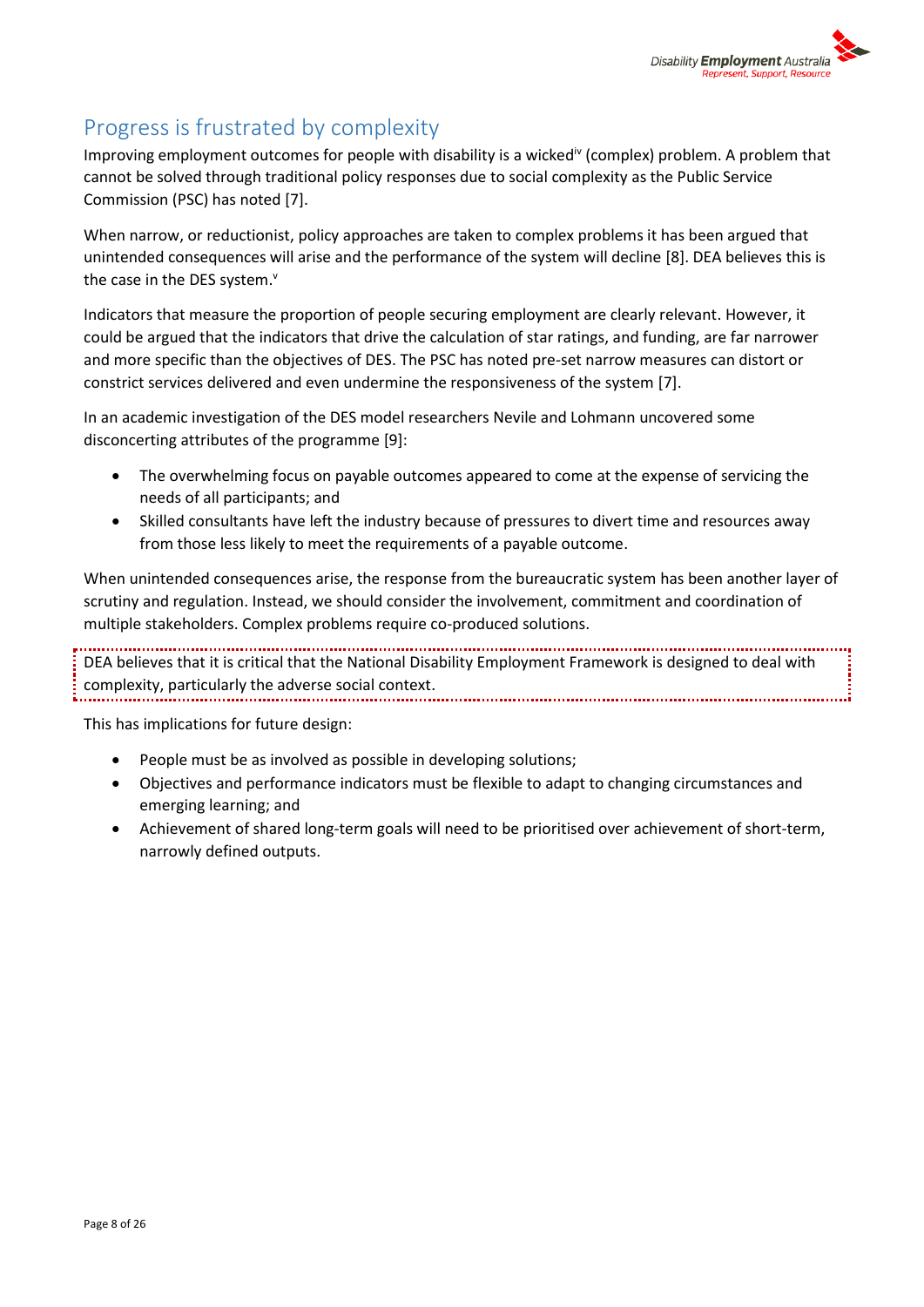## Progress is frustrated by complexity

Improving employment outcomes for people with disability is a wicked[iv] (complex) problem. A problem that cannot be solved through traditional policy responses due to social complexity as the Public Service Commission (PSC) has noted [7].

When narrow, or reductionist, policy approaches are taken to complex problems it has been argued that unintended consequences will arise and the performance of the system will decline [8]. DEA believes this is the case in the DES system.[v]

Indicators that measure the proportion of people securing employment are clearly relevant. However, it could be argued that the indicators that drive the calculation of star ratings, and funding, are far narrower and more specific than the objectives of DES. The PSC has noted pre-set narrow measures can distort or constrict services delivered and even undermine the responsiveness of the system [7].

In an academic investigation of the DES model researchers Nevile and Lohmann uncovered some disconcerting attributes of the programme [9]:

- The overwhelming focus on payable outcomes appeared to come at the expense of servicing the needs of all participants; and
- Skilled consultants have left the industry because of pressures to divert time and resources away from those less likely to meet the requirements of a payable outcome.

When unintended consequences arise, the response from the bureaucratic system has been another layer of scrutiny and regulation. Instead, we should consider the involvement, commitment and coordination of multiple stakeholders. Complex problems require co-produced solutions.

DEA believes that it is critical that the National Disability Employment Framework is designed to deal with complexity, particularly the adverse social context.

This has implications for future design:

- People must be as involved as possible in developing solutions;
- Objectives and performance indicators must be flexible to adapt to changing circumstances and emerging learning; and
- Achievement of shared long-term goals will need to be prioritised over achievement of short-term, narrowly defined outputs.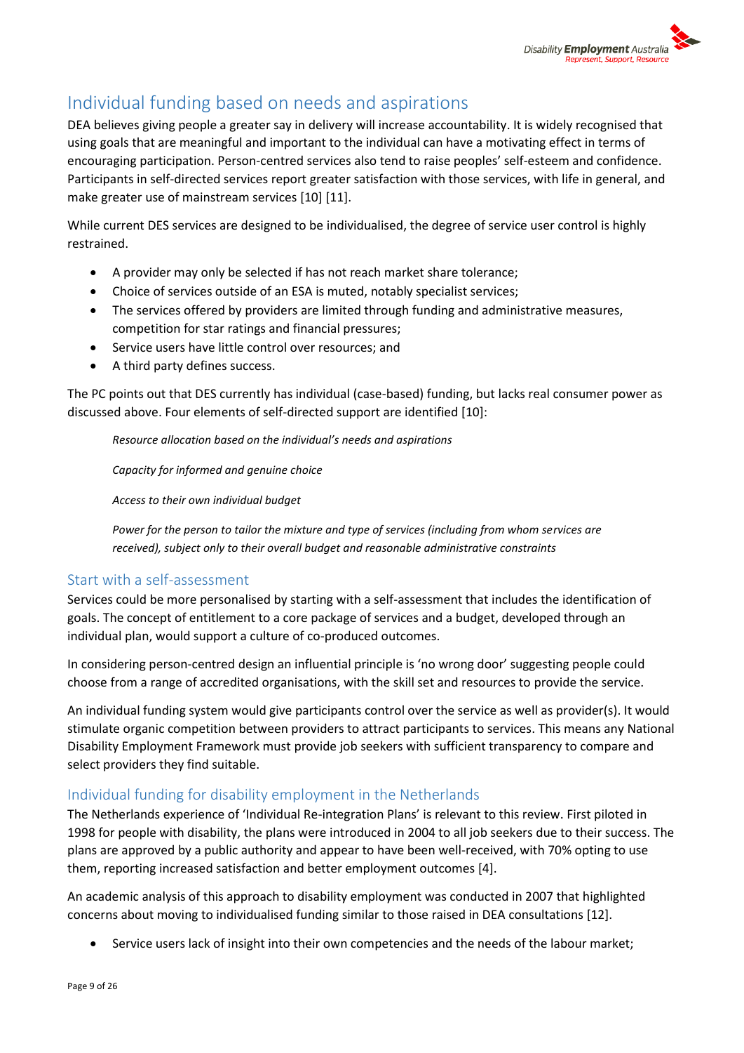## Individual funding based on needs and aspirations

DEA believes giving people a greater say in delivery will increase accountability. It is widely recognised that using goals that are meaningful and important to the individual can have a motivating effect in terms of encouraging participation. Person-centred services also tend to raise peoples' self-esteem and confidence. Participants in self-directed services report greater satisfaction with those services, with life in general, and make greater use of mainstream services [10] [11].

While current DES services are designed to be individualised, the degree of service user control is highly restrained.

- A provider may only be selected if has not reach market share tolerance;
- Choice of services outside of an ESA is muted, notably specialist services;
- The services offered by providers are limited through funding and administrative measures, competition for star ratings and financial pressures;
- Service users have little control over resources; and
- A third party defines success.

The PC points out that DES currently has individual (case-based) funding, but lacks real consumer power as discussed above. Four elements of self-directed support are identified [10]:

> *Resource allocation based on the individual's needs and aspirations*
>
> *Capacity for informed and genuine choice*
>
> *Access to their own individual budget*
>
> *Power for the person to tailor the mixture and type of services (including from whom services are received), subject only to their overall budget and reasonable administrative constraints*

### Start with a self-assessment

Services could be more personalised by starting with a self-assessment that includes the identification of goals. The concept of entitlement to a core package of services and a budget, developed through an individual plan, would support a culture of co-produced outcomes.

In considering person-centred design an influential principle is 'no wrong door' suggesting people could choose from a range of accredited organisations, with the skill set and resources to provide the service.

An individual funding system would give participants control over the service as well as provider(s). It would stimulate organic competition between providers to attract participants to services. This means any National Disability Employment Framework must provide job seekers with sufficient transparency to compare and select providers they find suitable.

### Individual funding for disability employment in the Netherlands

The Netherlands experience of 'Individual Re-integration Plans' is relevant to this review. First piloted in 1998 for people with disability, the plans were introduced in 2004 to all job seekers due to their success. The plans are approved by a public authority and appear to have been well-received, with 70% opting to use them, reporting increased satisfaction and better employment outcomes [4].

An academic analysis of this approach to disability employment was conducted in 2007 that highlighted concerns about moving to individualised funding similar to those raised in DEA consultations [12].

- Service users lack of insight into their own competencies and the needs of the labour market;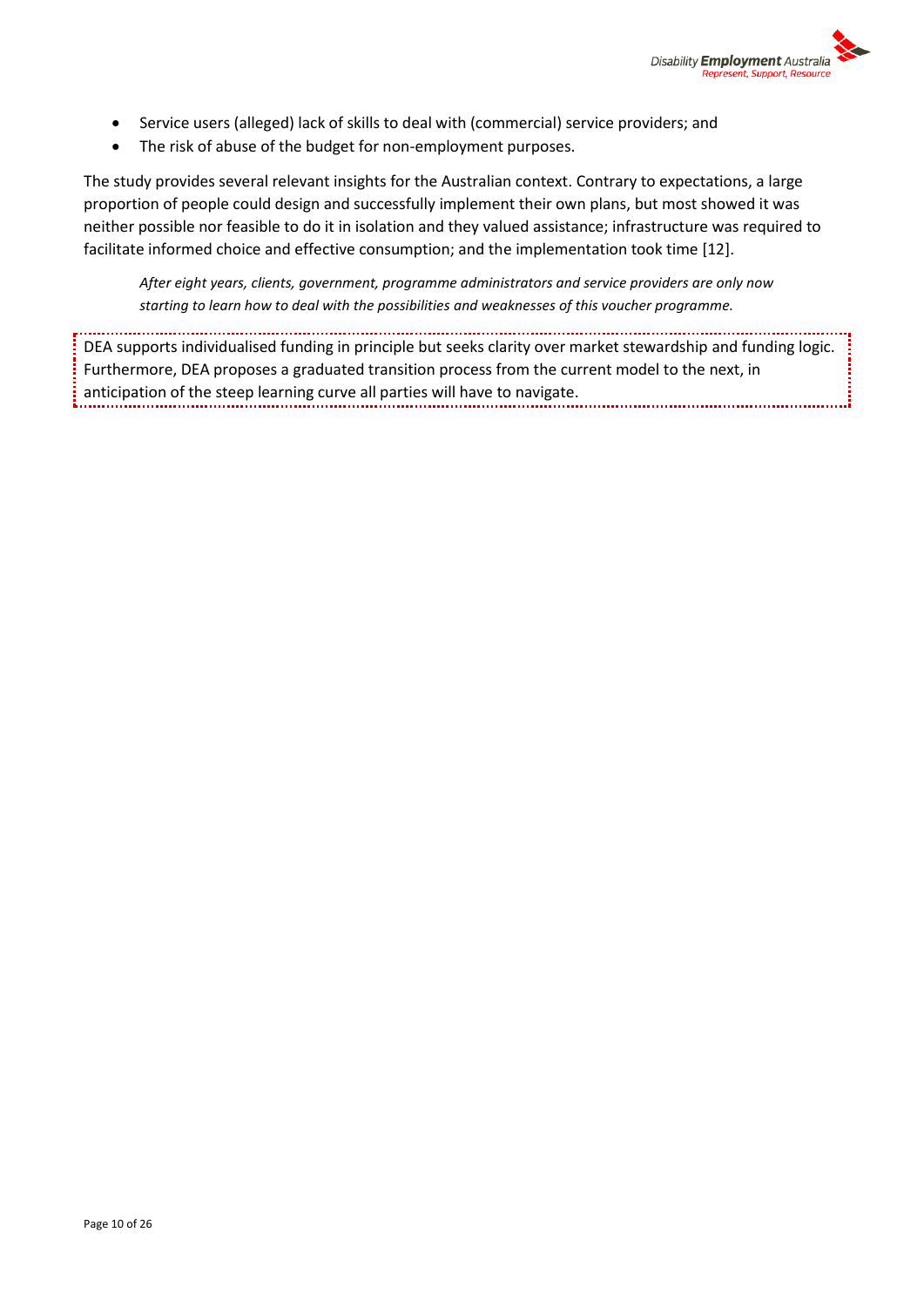- Service users (alleged) lack of skills to deal with (commercial) service providers; and
- The risk of abuse of the budget for non-employment purposes.

The study provides several relevant insights for the Australian context. Contrary to expectations, a large proportion of people could design and successfully implement their own plans, but most showed it was neither possible nor feasible to do it in isolation and they valued assistance; infrastructure was required to facilitate informed choice and effective consumption; and the implementation took time [12].

> *After eight years, clients, government, programme administrators and service providers are only now starting to learn how to deal with the possibilities and weaknesses of this voucher programme.*

DEA supports individualised funding in principle but seeks clarity over market stewardship and funding logic. Furthermore, DEA proposes a graduated transition process from the current model to the next, in anticipation of the steep learning curve all parties will have to navigate.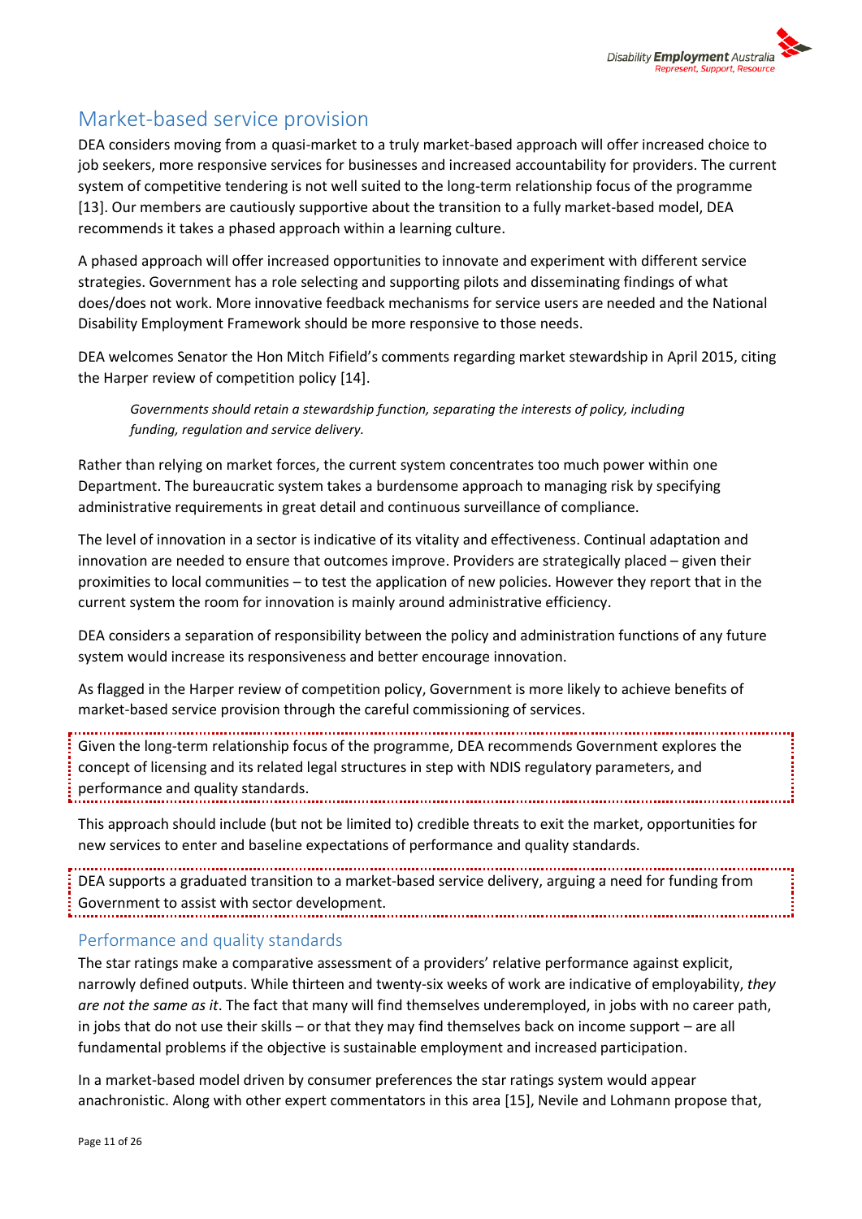## Market-based service provision

DEA considers moving from a quasi-market to a truly market-based approach will offer increased choice to job seekers, more responsive services for businesses and increased accountability for providers. The current system of competitive tendering is not well suited to the long-term relationship focus of the programme [13]. Our members are cautiously supportive about the transition to a fully market-based model, DEA recommends it takes a phased approach within a learning culture.

A phased approach will offer increased opportunities to innovate and experiment with different service strategies. Government has a role selecting and supporting pilots and disseminating findings of what does/does not work. More innovative feedback mechanisms for service users are needed and the National Disability Employment Framework should be more responsive to those needs.

DEA welcomes Senator the Hon Mitch Fifield's comments regarding market stewardship in April 2015, citing the Harper review of competition policy [14].

> *Governments should retain a stewardship function, separating the interests of policy, including funding, regulation and service delivery.*

Rather than relying on market forces, the current system concentrates too much power within one Department. The bureaucratic system takes a burdensome approach to managing risk by specifying administrative requirements in great detail and continuous surveillance of compliance.

The level of innovation in a sector is indicative of its vitality and effectiveness. Continual adaptation and innovation are needed to ensure that outcomes improve. Providers are strategically placed – given their proximities to local communities – to test the application of new policies. However they report that in the current system the room for innovation is mainly around administrative efficiency.

DEA considers a separation of responsibility between the policy and administration functions of any future system would increase its responsiveness and better encourage innovation.

As flagged in the Harper review of competition policy, Government is more likely to achieve benefits of market-based service provision through the careful commissioning of services.

Given the long-term relationship focus of the programme, DEA recommends Government explores the concept of licensing and its related legal structures in step with NDIS regulatory parameters, and performance and quality standards.

This approach should include (but not be limited to) credible threats to exit the market, opportunities for new services to enter and baseline expectations of performance and quality standards.

DEA supports a graduated transition to a market-based service delivery, arguing a need for funding from Government to assist with sector development.

### Performance and quality standards

The star ratings make a comparative assessment of a providers' relative performance against explicit, narrowly defined outputs. While thirteen and twenty-six weeks of work are indicative of employability, *they are not the same as it*. The fact that many will find themselves underemployed, in jobs with no career path, in jobs that do not use their skills – or that they may find themselves back on income support – are all fundamental problems if the objective is sustainable employment and increased participation.

In a market-based model driven by consumer preferences the star ratings system would appear anachronistic. Along with other expert commentators in this area [15], Nevile and Lohmann propose that,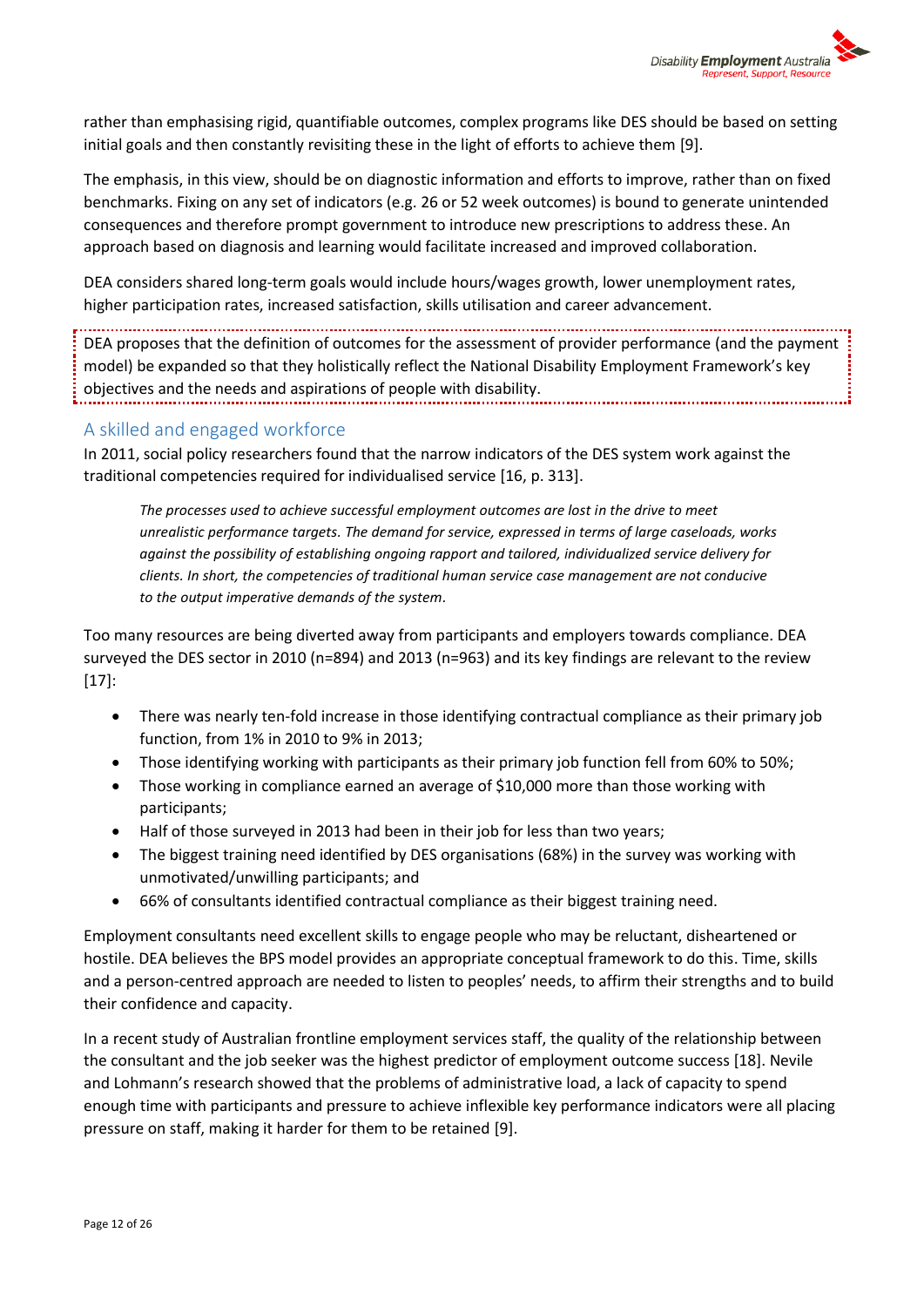rather than emphasising rigid, quantifiable outcomes, complex programs like DES should be based on setting initial goals and then constantly revisiting these in the light of efforts to achieve them [9].

The emphasis, in this view, should be on diagnostic information and efforts to improve, rather than on fixed benchmarks. Fixing on any set of indicators (e.g. 26 or 52 week outcomes) is bound to generate unintended consequences and therefore prompt government to introduce new prescriptions to address these. An approach based on diagnosis and learning would facilitate increased and improved collaboration.

DEA considers shared long-term goals would include hours/wages growth, lower unemployment rates, higher participation rates, increased satisfaction, skills utilisation and career advancement.

DEA proposes that the definition of outcomes for the assessment of provider performance (and the payment model) be expanded so that they holistically reflect the National Disability Employment Framework's key objectives and the needs and aspirations of people with disability.

## A skilled and engaged workforce

In 2011, social policy researchers found that the narrow indicators of the DES system work against the traditional competencies required for individualised service [16, p. 313].

> *The processes used to achieve successful employment outcomes are lost in the drive to meet unrealistic performance targets. The demand for service, expressed in terms of large caseloads, works against the possibility of establishing ongoing rapport and tailored, individualized service delivery for clients. In short, the competencies of traditional human service case management are not conducive to the output imperative demands of the system.*

Too many resources are being diverted away from participants and employers towards compliance. DEA surveyed the DES sector in 2010 (n=894) and 2013 (n=963) and its key findings are relevant to the review [17]:

- There was nearly ten-fold increase in those identifying contractual compliance as their primary job function, from 1% in 2010 to 9% in 2013;
- Those identifying working with participants as their primary job function fell from 60% to 50%;
- Those working in compliance earned an average of $10,000 more than those working with participants;
- Half of those surveyed in 2013 had been in their job for less than two years;
- The biggest training need identified by DES organisations (68%) in the survey was working with unmotivated/unwilling participants; and
- 66% of consultants identified contractual compliance as their biggest training need.

Employment consultants need excellent skills to engage people who may be reluctant, disheartened or hostile. DEA believes the BPS model provides an appropriate conceptual framework to do this. Time, skills and a person-centred approach are needed to listen to peoples' needs, to affirm their strengths and to build their confidence and capacity.

In a recent study of Australian frontline employment services staff, the quality of the relationship between the consultant and the job seeker was the highest predictor of employment outcome success [18]. Nevile and Lohmann's research showed that the problems of administrative load, a lack of capacity to spend enough time with participants and pressure to achieve inflexible key performance indicators were all placing pressure on staff, making it harder for them to be retained [9].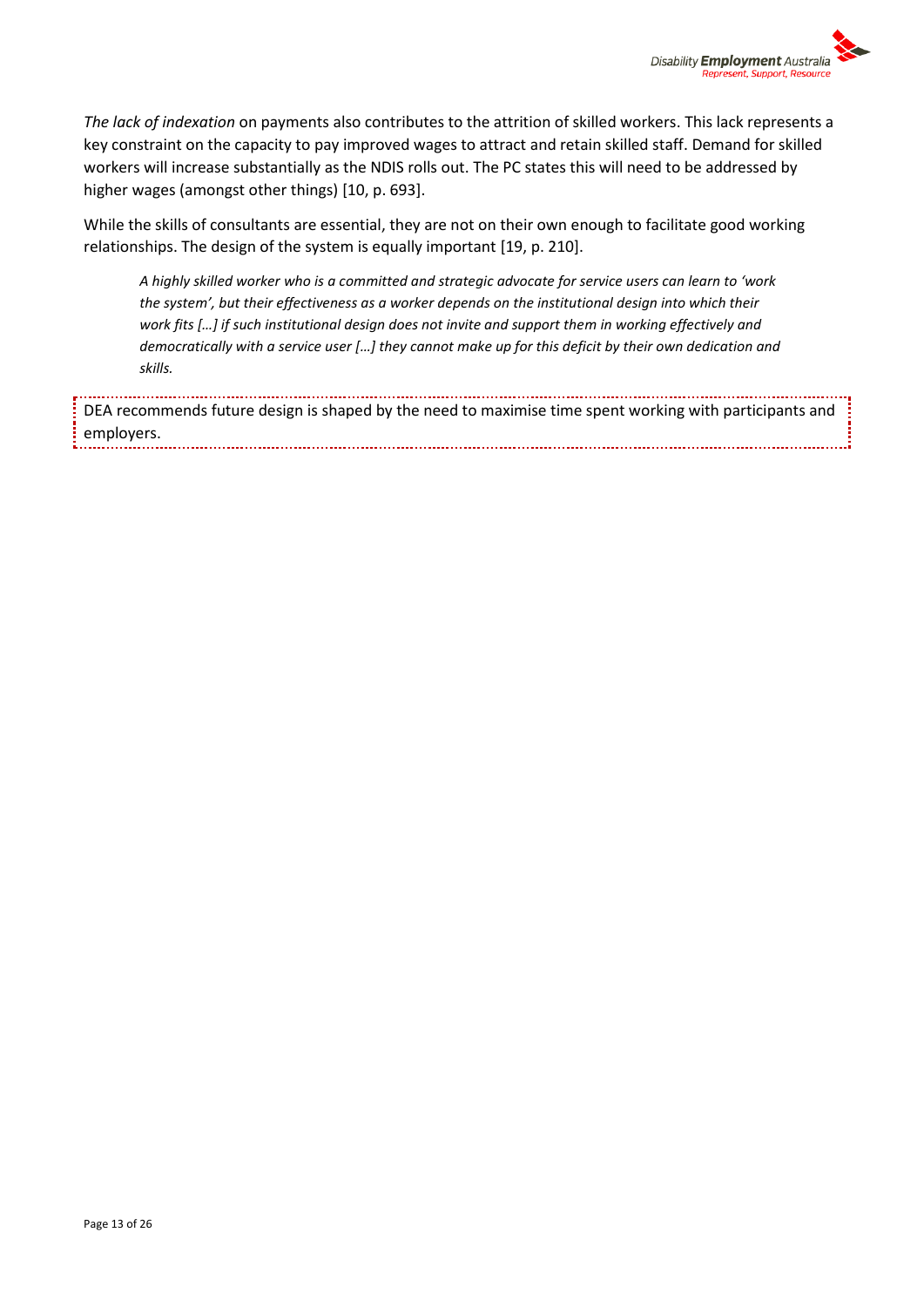*The lack of indexation* on payments also contributes to the attrition of skilled workers. This lack represents a key constraint on the capacity to pay improved wages to attract and retain skilled staff. Demand for skilled workers will increase substantially as the NDIS rolls out. The PC states this will need to be addressed by higher wages (amongst other things) [10, p. 693].

While the skills of consultants are essential, they are not on their own enough to facilitate good working relationships. The design of the system is equally important [19, p. 210].

> *A highly skilled worker who is a committed and strategic advocate for service users can learn to 'work the system', but their effectiveness as a worker depends on the institutional design into which their work fits […] if such institutional design does not invite and support them in working effectively and democratically with a service user […] they cannot make up for this deficit by their own dedication and skills.*

DEA recommends future design is shaped by the need to maximise time spent working with participants and employers.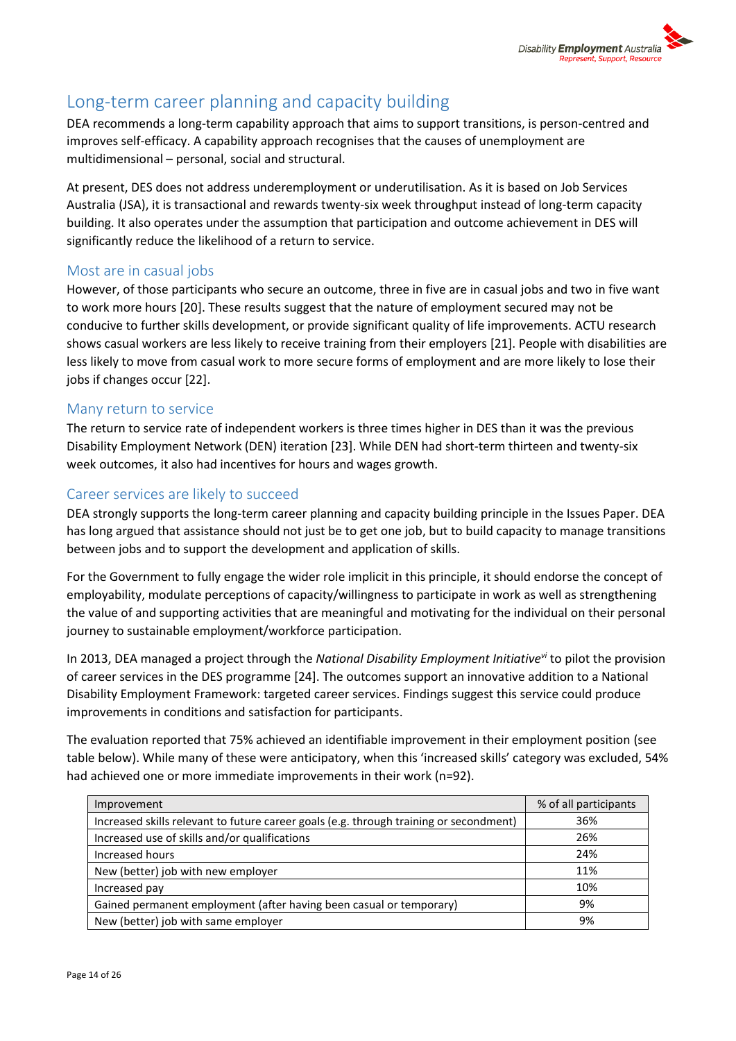## Long-term career planning and capacity building

DEA recommends a long-term capability approach that aims to support transitions, is person-centred and improves self-efficacy. A capability approach recognises that the causes of unemployment are multidimensional – personal, social and structural.

At present, DES does not address underemployment or underutilisation. As it is based on Job Services Australia (JSA), it is transactional and rewards twenty-six week throughput instead of long-term capacity building. It also operates under the assumption that participation and outcome achievement in DES will significantly reduce the likelihood of a return to service.

### Most are in casual jobs

However, of those participants who secure an outcome, three in five are in casual jobs and two in five want to work more hours [20]. These results suggest that the nature of employment secured may not be conducive to further skills development, or provide significant quality of life improvements. ACTU research shows casual workers are less likely to receive training from their employers [21]. People with disabilities are less likely to move from casual work to more secure forms of employment and are more likely to lose their jobs if changes occur [22].

### Many return to service

The return to service rate of independent workers is three times higher in DES than it was the previous Disability Employment Network (DEN) iteration [23]. While DEN had short-term thirteen and twenty-six week outcomes, it also had incentives for hours and wages growth.

### Career services are likely to succeed

DEA strongly supports the long-term career planning and capacity building principle in the Issues Paper. DEA has long argued that assistance should not just be to get one job, but to build capacity to manage transitions between jobs and to support the development and application of skills.

For the Government to fully engage the wider role implicit in this principle, it should endorse the concept of employability, modulate perceptions of capacity/willingness to participate in work as well as strengthening the value of and supporting activities that are meaningful and motivating for the individual on their personal journey to sustainable employment/workforce participation.

In 2013, DEA managed a project through the *National Disability Employment Initiative*[vi] to pilot the provision of career services in the DES programme [24]. The outcomes support an innovative addition to a National Disability Employment Framework: targeted career services. Findings suggest this service could produce improvements in conditions and satisfaction for participants.

The evaluation reported that 75% achieved an identifiable improvement in their employment position (see table below). While many of these were anticipatory, when this 'increased skills' category was excluded, 54% had achieved one or more immediate improvements in their work (n=92).

| Improvement | % of all participants |
|---|---|
| Increased skills relevant to future career goals (e.g. through training or secondment) | 36% |
| Increased use of skills and/or qualifications | 26% |
| Increased hours | 24% |
| New (better) job with new employer | 11% |
| Increased pay | 10% |
| Gained permanent employment (after having been casual or temporary) | 9% |
| New (better) job with same employer | 9% |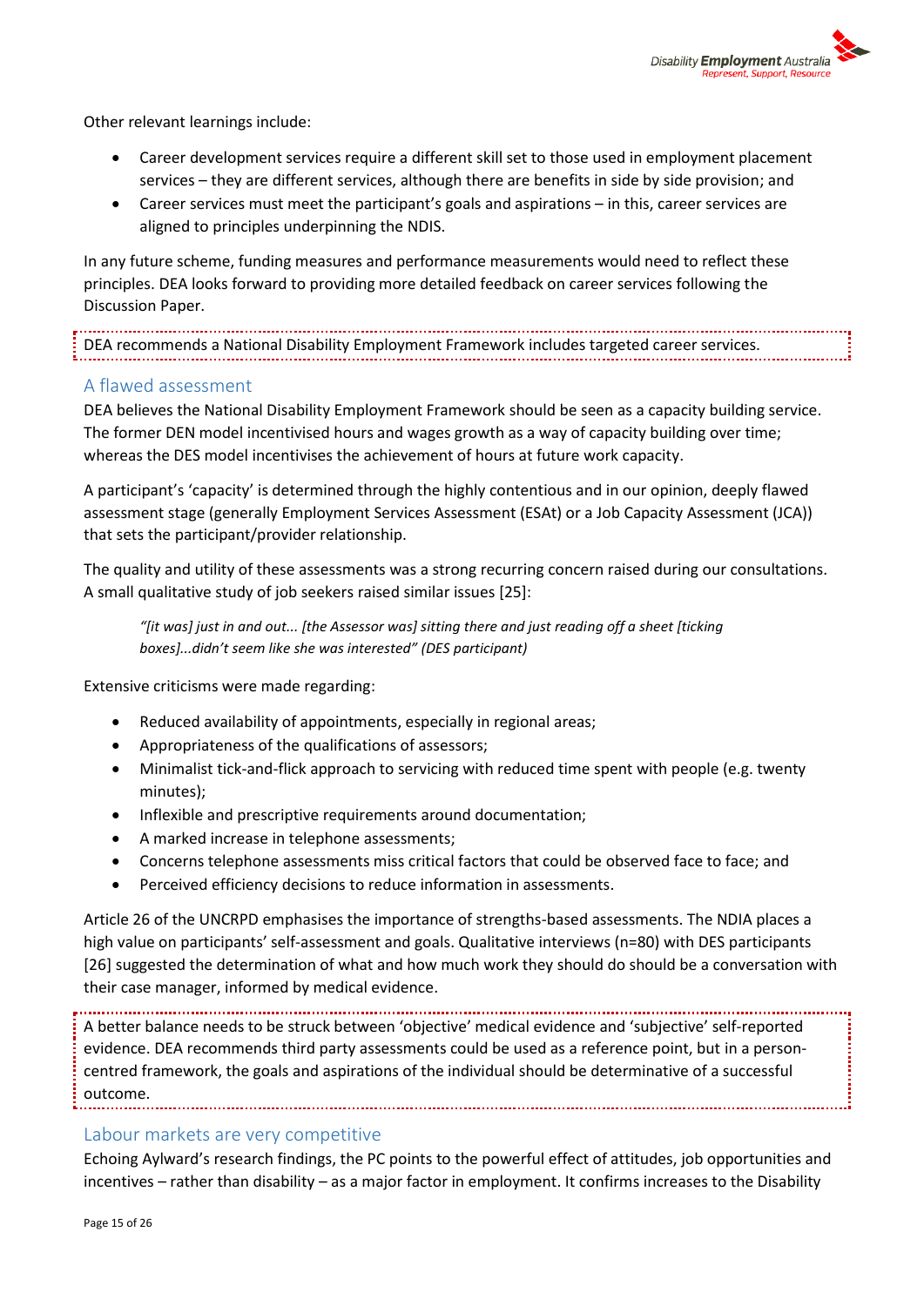Other relevant learnings include:

- Career development services require a different skill set to those used in employment placement services – they are different services, although there are benefits in side by side provision; and
- Career services must meet the participant's goals and aspirations – in this, career services are aligned to principles underpinning the NDIS.

In any future scheme, funding measures and performance measurements would need to reflect these principles. DEA looks forward to providing more detailed feedback on career services following the Discussion Paper.

DEA recommends a National Disability Employment Framework includes targeted career services.

## A flawed assessment

DEA believes the National Disability Employment Framework should be seen as a capacity building service. The former DEN model incentivised hours and wages growth as a way of capacity building over time; whereas the DES model incentivises the achievement of hours at future work capacity.

A participant's 'capacity' is determined through the highly contentious and in our opinion, deeply flawed assessment stage (generally Employment Services Assessment (ESAt) or a Job Capacity Assessment (JCA)) that sets the participant/provider relationship.

The quality and utility of these assessments was a strong recurring concern raised during our consultations. A small qualitative study of job seekers raised similar issues [25]:

> *"[it was] just in and out... [the Assessor was] sitting there and just reading off a sheet [ticking boxes]...didn't seem like she was interested" (DES participant)*

Extensive criticisms were made regarding:

- Reduced availability of appointments, especially in regional areas;
- Appropriateness of the qualifications of assessors;
- Minimalist tick-and-flick approach to servicing with reduced time spent with people (e.g. twenty minutes);
- Inflexible and prescriptive requirements around documentation;
- A marked increase in telephone assessments;
- Concerns telephone assessments miss critical factors that could be observed face to face; and
- Perceived efficiency decisions to reduce information in assessments.

Article 26 of the UNCRPD emphasises the importance of strengths-based assessments. The NDIA places a high value on participants' self-assessment and goals. Qualitative interviews (n=80) with DES participants [26] suggested the determination of what and how much work they should do should be a conversation with their case manager, informed by medical evidence.

A better balance needs to be struck between 'objective' medical evidence and 'subjective' self-reported evidence. DEA recommends third party assessments could be used as a reference point, but in a person-centred framework, the goals and aspirations of the individual should be determinative of a successful outcome.

## Labour markets are very competitive

Echoing Aylward's research findings, the PC points to the powerful effect of attitudes, job opportunities and incentives – rather than disability – as a major factor in employment. It confirms increases to the Disability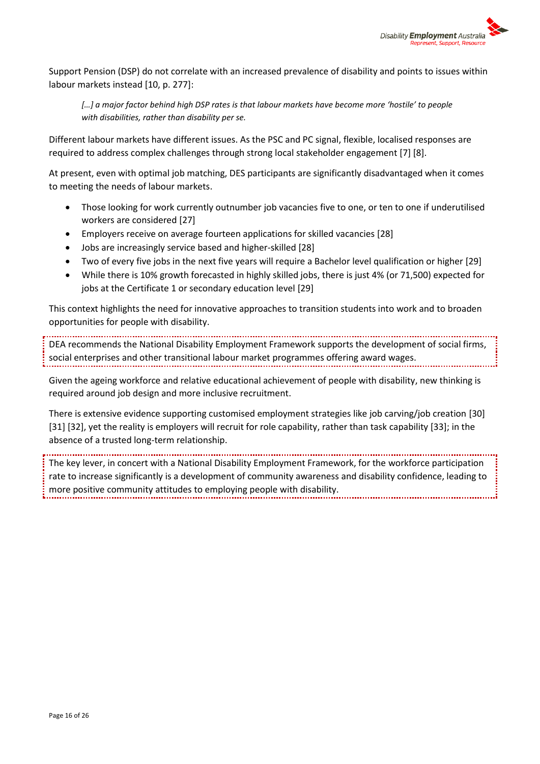Support Pension (DSP) do not correlate with an increased prevalence of disability and points to issues within labour markets instead [10, p. 277]:

> *[…] a major factor behind high DSP rates is that labour markets have become more 'hostile' to people with disabilities, rather than disability per se.*

Different labour markets have different issues. As the PSC and PC signal, flexible, localised responses are required to address complex challenges through strong local stakeholder engagement [7] [8].

At present, even with optimal job matching, DES participants are significantly disadvantaged when it comes to meeting the needs of labour markets.

- Those looking for work currently outnumber job vacancies five to one, or ten to one if underutilised workers are considered [27]
- Employers receive on average fourteen applications for skilled vacancies [28]
- Jobs are increasingly service based and higher-skilled [28]
- Two of every five jobs in the next five years will require a Bachelor level qualification or higher [29]
- While there is 10% growth forecasted in highly skilled jobs, there is just 4% (or 71,500) expected for jobs at the Certificate 1 or secondary education level [29]

This context highlights the need for innovative approaches to transition students into work and to broaden opportunities for people with disability.

DEA recommends the National Disability Employment Framework supports the development of social firms, social enterprises and other transitional labour market programmes offering award wages.

Given the ageing workforce and relative educational achievement of people with disability, new thinking is required around job design and more inclusive recruitment.

There is extensive evidence supporting customised employment strategies like job carving/job creation [30] [31] [32], yet the reality is employers will recruit for role capability, rather than task capability [33]; in the absence of a trusted long-term relationship.

The key lever, in concert with a National Disability Employment Framework, for the workforce participation rate to increase significantly is a development of community awareness and disability confidence, leading to more positive community attitudes to employing people with disability.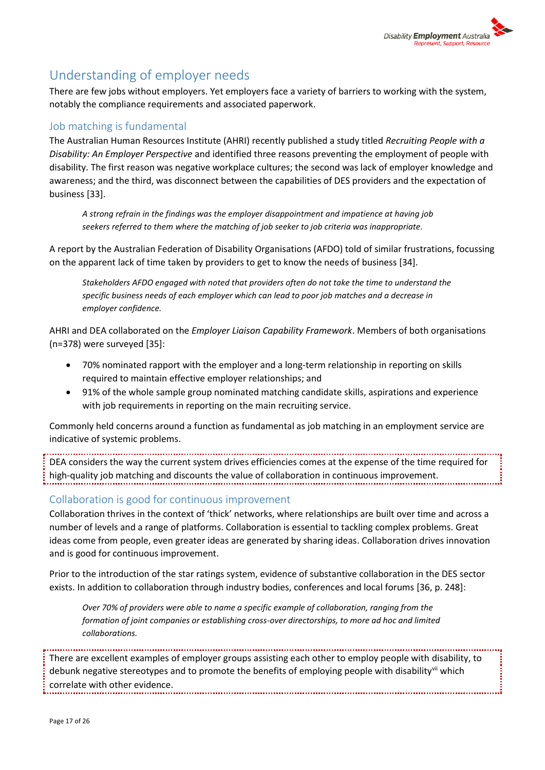## Understanding of employer needs

There are few jobs without employers. Yet employers face a variety of barriers to working with the system, notably the compliance requirements and associated paperwork.

### Job matching is fundamental

The Australian Human Resources Institute (AHRI) recently published a study titled *Recruiting People with a Disability: An Employer Perspective* and identified three reasons preventing the employment of people with disability. The first reason was negative workplace cultures; the second was lack of employer knowledge and awareness; and the third, was disconnect between the capabilities of DES providers and the expectation of business [33].

> *A strong refrain in the findings was the employer disappointment and impatience at having job seekers referred to them where the matching of job seeker to job criteria was inappropriate.*

A report by the Australian Federation of Disability Organisations (AFDO) told of similar frustrations, focussing on the apparent lack of time taken by providers to get to know the needs of business [34].

> *Stakeholders AFDO engaged with noted that providers often do not take the time to understand the specific business needs of each employer which can lead to poor job matches and a decrease in employer confidence.*

AHRI and DEA collaborated on the *Employer Liaison Capability Framework*. Members of both organisations (n=378) were surveyed [35]:

- 70% nominated rapport with the employer and a long-term relationship in reporting on skills required to maintain effective employer relationships; and
- 91% of the whole sample group nominated matching candidate skills, aspirations and experience with job requirements in reporting on the main recruiting service.

Commonly held concerns around a function as fundamental as job matching in an employment service are indicative of systemic problems.

DEA considers the way the current system drives efficiencies comes at the expense of the time required for high-quality job matching and discounts the value of collaboration in continuous improvement.

### Collaboration is good for continuous improvement

Collaboration thrives in the context of 'thick' networks, where relationships are built over time and across a number of levels and a range of platforms. Collaboration is essential to tackling complex problems. Great ideas come from people, even greater ideas are generated by sharing ideas. Collaboration drives innovation and is good for continuous improvement.

Prior to the introduction of the star ratings system, evidence of substantive collaboration in the DES sector exists. In addition to collaboration through industry bodies, conferences and local forums [36, p. 248]:

> *Over 70% of providers were able to name a specific example of collaboration, ranging from the formation of joint companies or establishing cross-over directorships, to more ad hoc and limited collaborations.*

There are excellent examples of employer groups assisting each other to employ people with disability, to debunk negative stereotypes and to promote the benefits of employing people with disability[vii] which correlate with other evidence.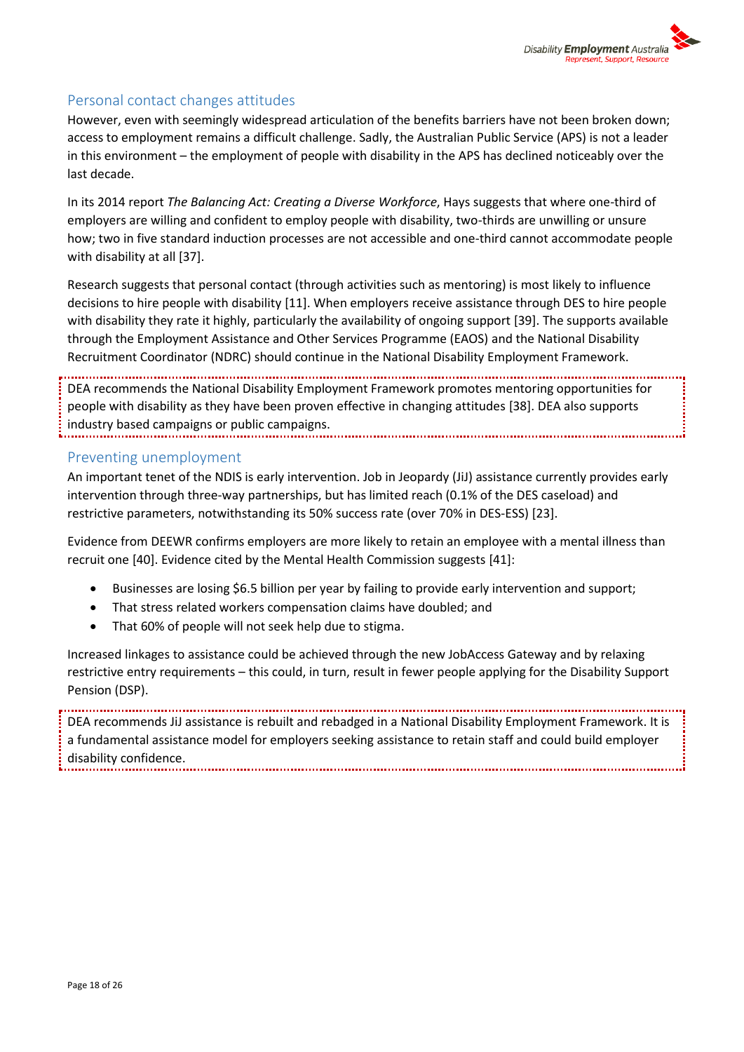## Personal contact changes attitudes

However, even with seemingly widespread articulation of the benefits barriers have not been broken down; access to employment remains a difficult challenge. Sadly, the Australian Public Service (APS) is not a leader in this environment – the employment of people with disability in the APS has declined noticeably over the last decade.

In its 2014 report *The Balancing Act: Creating a Diverse Workforce*, Hays suggests that where one-third of employers are willing and confident to employ people with disability, two-thirds are unwilling or unsure how; two in five standard induction processes are not accessible and one-third cannot accommodate people with disability at all [37].

Research suggests that personal contact (through activities such as mentoring) is most likely to influence decisions to hire people with disability [11]. When employers receive assistance through DES to hire people with disability they rate it highly, particularly the availability of ongoing support [39]. The supports available through the Employment Assistance and Other Services Programme (EAOS) and the National Disability Recruitment Coordinator (NDRC) should continue in the National Disability Employment Framework.

DEA recommends the National Disability Employment Framework promotes mentoring opportunities for people with disability as they have been proven effective in changing attitudes [38]. DEA also supports industry based campaigns or public campaigns.

## Preventing unemployment

An important tenet of the NDIS is early intervention. Job in Jeopardy (JiJ) assistance currently provides early intervention through three-way partnerships, but has limited reach (0.1% of the DES caseload) and restrictive parameters, notwithstanding its 50% success rate (over 70% in DES-ESS) [23].

Evidence from DEEWR confirms employers are more likely to retain an employee with a mental illness than recruit one [40]. Evidence cited by the Mental Health Commission suggests [41]:

- Businesses are losing $6.5 billion per year by failing to provide early intervention and support;
- That stress related workers compensation claims have doubled; and
- That 60% of people will not seek help due to stigma.

Increased linkages to assistance could be achieved through the new JobAccess Gateway and by relaxing restrictive entry requirements – this could, in turn, result in fewer people applying for the Disability Support Pension (DSP).

DEA recommends JiJ assistance is rebuilt and rebadged in a National Disability Employment Framework. It is a fundamental assistance model for employers seeking assistance to retain staff and could build employer disability confidence.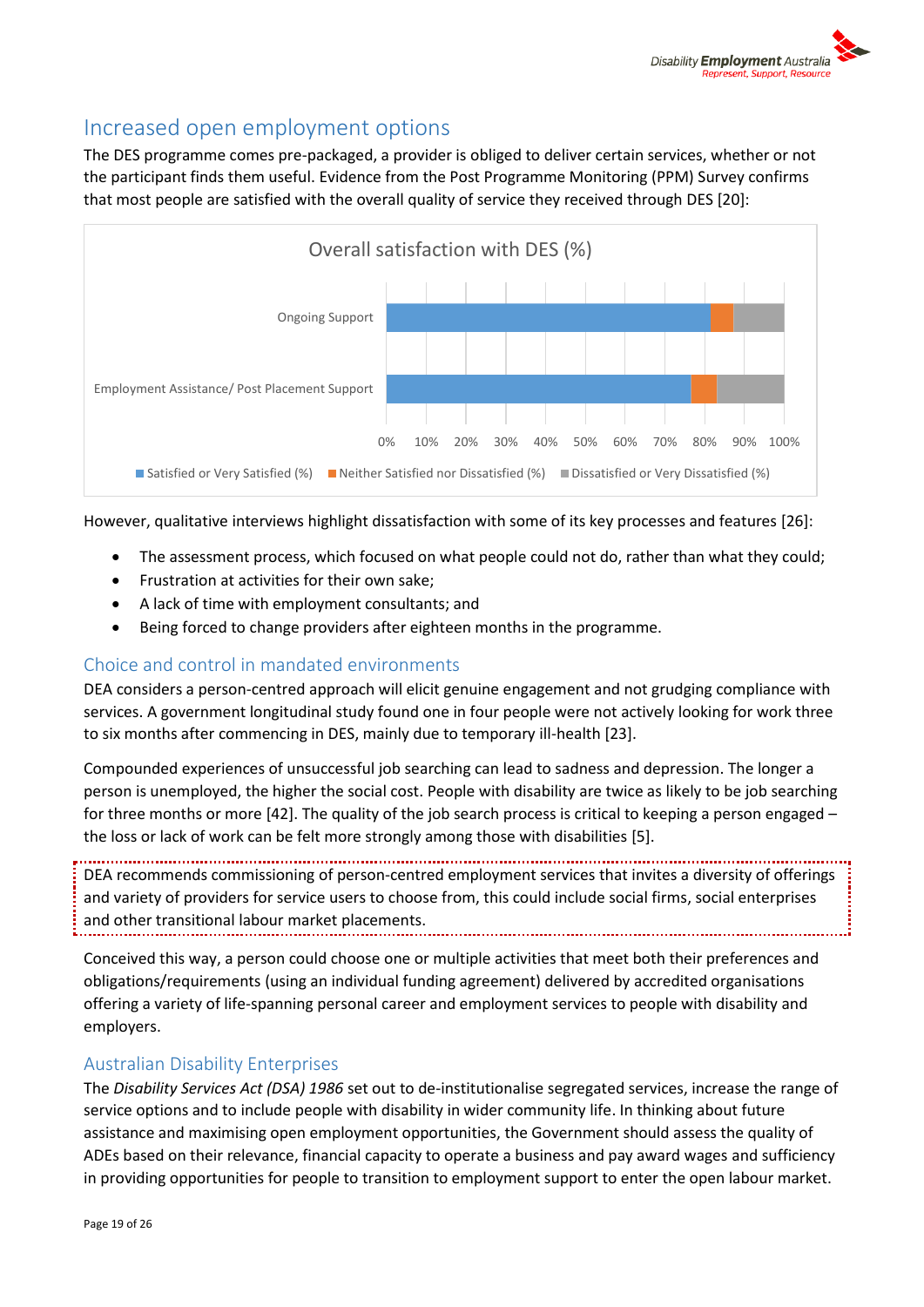## Increased open employment options

The DES programme comes pre-packaged, a provider is obliged to deliver certain services, whether or not the participant finds them useful. Evidence from the Post Programme Monitoring (PPM) Survey confirms that most people are satisfied with the overall quality of service they received through DES [20]:

Overall satisfaction with DES (%)

However, qualitative interviews highlight dissatisfaction with some of its key processes and features [26]:

- The assessment process, which focused on what people could not do, rather than what they could;
- Frustration at activities for their own sake;
- A lack of time with employment consultants; and
- Being forced to change providers after eighteen months in the programme.

### Choice and control in mandated environments

DEA considers a person-centred approach will elicit genuine engagement and not grudging compliance with services. A government longitudinal study found one in four people were not actively looking for work three to six months after commencing in DES, mainly due to temporary ill-health [23].

Compounded experiences of unsuccessful job searching can lead to sadness and depression. The longer a person is unemployed, the higher the social cost. People with disability are twice as likely to be job searching for three months or more [42]. The quality of the job search process is critical to keeping a person engaged – the loss or lack of work can be felt more strongly among those with disabilities [5].

DEA recommends commissioning of person-centred employment services that invites a diversity of offerings and variety of providers for service users to choose from, this could include social firms, social enterprises and other transitional labour market placements.

Conceived this way, a person could choose one or multiple activities that meet both their preferences and obligations/requirements (using an individual funding agreement) delivered by accredited organisations offering a variety of life-spanning personal career and employment services to people with disability and employers.

### Australian Disability Enterprises

The *Disability Services Act (DSA) 1986* set out to de-institutionalise segregated services, increase the range of service options and to include people with disability in wider community life. In thinking about future assistance and maximising open employment opportunities, the Government should assess the quality of ADEs based on their relevance, financial capacity to operate a business and pay award wages and sufficiency in providing opportunities for people to transition to employment support to enter the open labour market.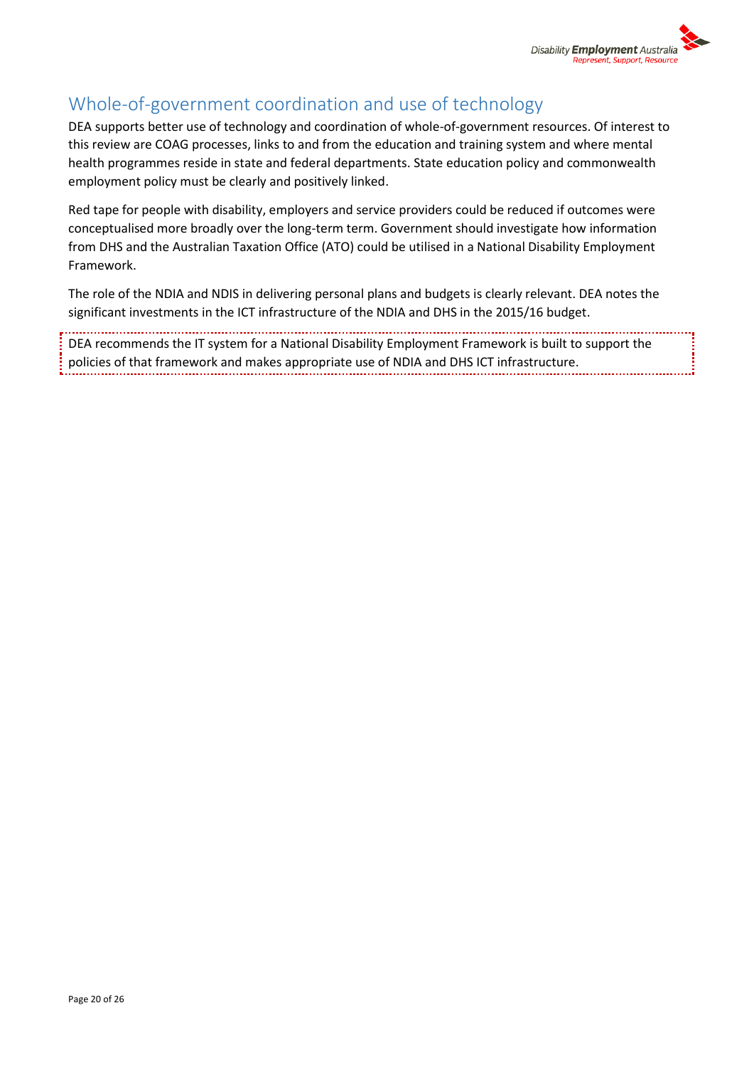## Whole-of-government coordination and use of technology

DEA supports better use of technology and coordination of whole-of-government resources. Of interest to this review are COAG processes, links to and from the education and training system and where mental health programmes reside in state and federal departments. State education policy and commonwealth employment policy must be clearly and positively linked.

Red tape for people with disability, employers and service providers could be reduced if outcomes were conceptualised more broadly over the long-term term. Government should investigate how information from DHS and the Australian Taxation Office (ATO) could be utilised in a National Disability Employment Framework.

The role of the NDIA and NDIS in delivering personal plans and budgets is clearly relevant. DEA notes the significant investments in the ICT infrastructure of the NDIA and DHS in the 2015/16 budget.

DEA recommends the IT system for a National Disability Employment Framework is built to support the policies of that framework and makes appropriate use of NDIA and DHS ICT infrastructure.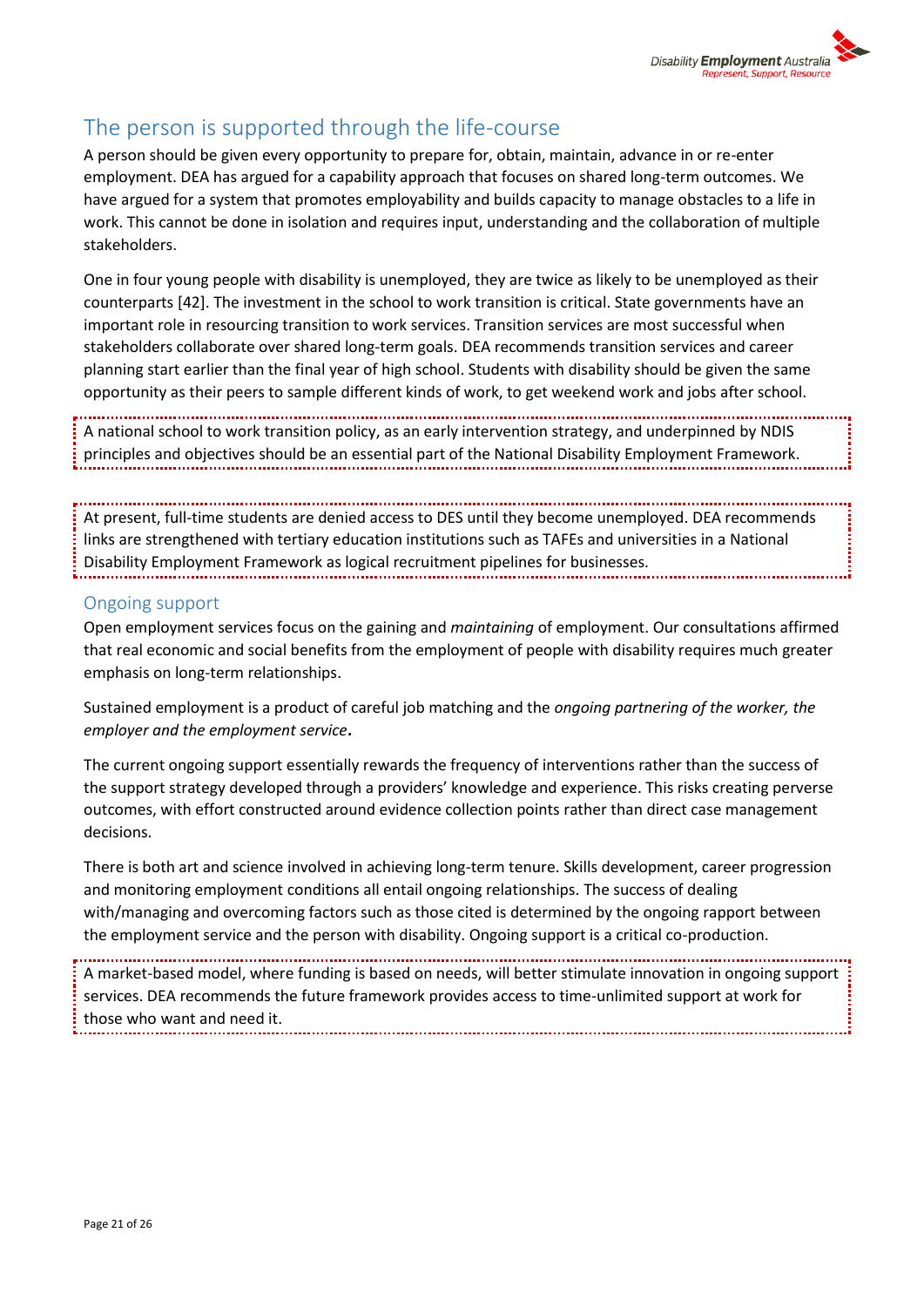## The person is supported through the life-course

A person should be given every opportunity to prepare for, obtain, maintain, advance in or re-enter employment. DEA has argued for a capability approach that focuses on shared long-term outcomes. We have argued for a system that promotes employability and builds capacity to manage obstacles to a life in work. This cannot be done in isolation and requires input, understanding and the collaboration of multiple stakeholders.

One in four young people with disability is unemployed, they are twice as likely to be unemployed as their counterparts [42]. The investment in the school to work transition is critical. State governments have an important role in resourcing transition to work services. Transition services are most successful when stakeholders collaborate over shared long-term goals. DEA recommends transition services and career planning start earlier than the final year of high school. Students with disability should be given the same opportunity as their peers to sample different kinds of work, to get weekend work and jobs after school.

A national school to work transition policy, as an early intervention strategy, and underpinned by NDIS principles and objectives should be an essential part of the National Disability Employment Framework.

At present, full-time students are denied access to DES until they become unemployed. DEA recommends links are strengthened with tertiary education institutions such as TAFEs and universities in a National Disability Employment Framework as logical recruitment pipelines for businesses.

### Ongoing support

Open employment services focus on the gaining and *maintaining* of employment. Our consultations affirmed that real economic and social benefits from the employment of people with disability requires much greater emphasis on long-term relationships.

Sustained employment is a product of careful job matching and the *ongoing partnering of the worker, the employer and the employment service***.**

The current ongoing support essentially rewards the frequency of interventions rather than the success of the support strategy developed through a providers' knowledge and experience. This risks creating perverse outcomes, with effort constructed around evidence collection points rather than direct case management decisions.

There is both art and science involved in achieving long-term tenure. Skills development, career progression and monitoring employment conditions all entail ongoing relationships. The success of dealing with/managing and overcoming factors such as those cited is determined by the ongoing rapport between the employment service and the person with disability. Ongoing support is a critical co-production.

A market-based model, where funding is based on needs, will better stimulate innovation in ongoing support services. DEA recommends the future framework provides access to time-unlimited support at work for those who want and need it.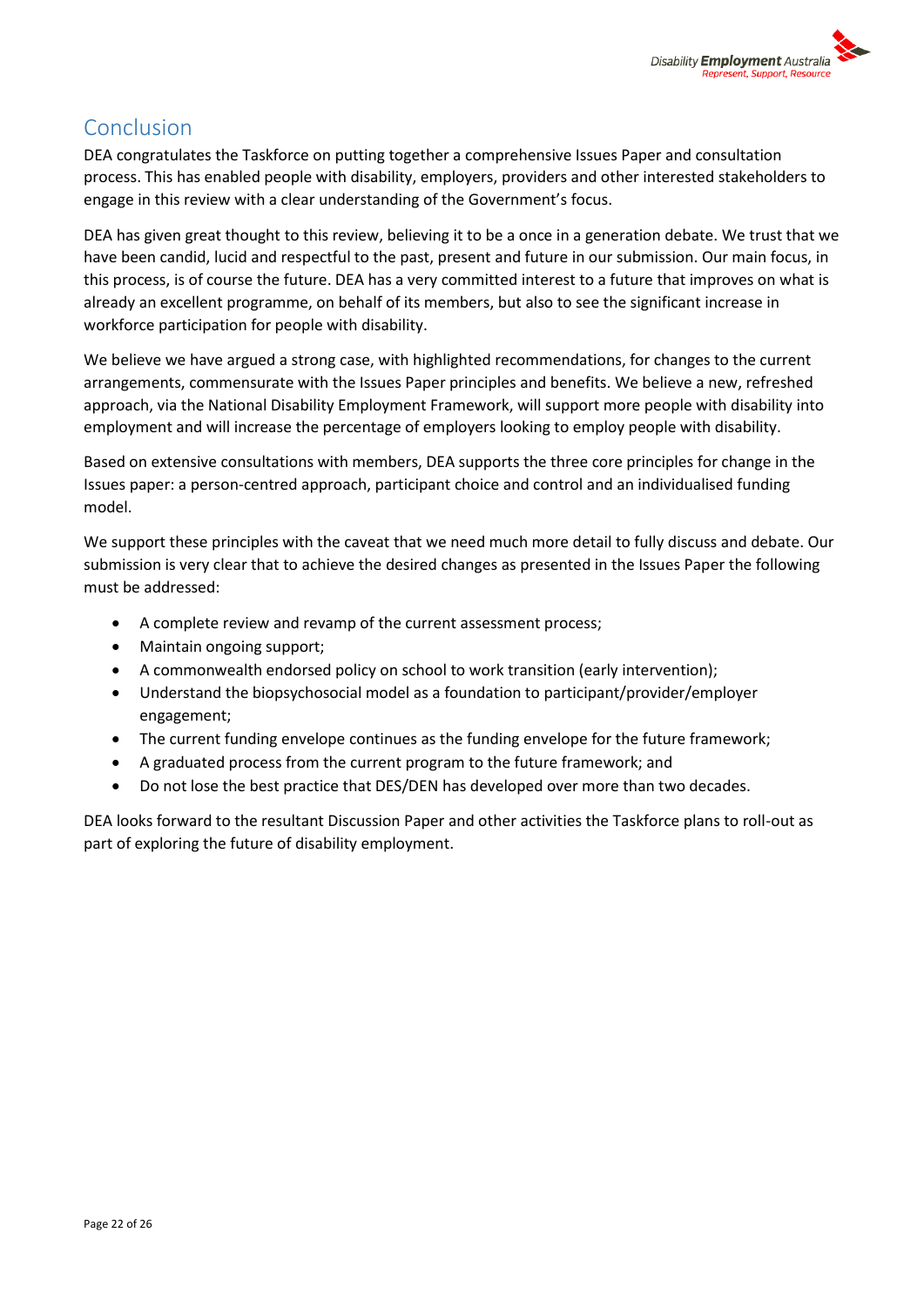## Conclusion

DEA congratulates the Taskforce on putting together a comprehensive Issues Paper and consultation process. This has enabled people with disability, employers, providers and other interested stakeholders to engage in this review with a clear understanding of the Government's focus.

DEA has given great thought to this review, believing it to be a once in a generation debate. We trust that we have been candid, lucid and respectful to the past, present and future in our submission. Our main focus, in this process, is of course the future. DEA has a very committed interest to a future that improves on what is already an excellent programme, on behalf of its members, but also to see the significant increase in workforce participation for people with disability.

We believe we have argued a strong case, with highlighted recommendations, for changes to the current arrangements, commensurate with the Issues Paper principles and benefits. We believe a new, refreshed approach, via the National Disability Employment Framework, will support more people with disability into employment and will increase the percentage of employers looking to employ people with disability.

Based on extensive consultations with members, DEA supports the three core principles for change in the Issues paper: a person-centred approach, participant choice and control and an individualised funding model.

We support these principles with the caveat that we need much more detail to fully discuss and debate. Our submission is very clear that to achieve the desired changes as presented in the Issues Paper the following must be addressed:

- A complete review and revamp of the current assessment process;
- Maintain ongoing support;
- A commonwealth endorsed policy on school to work transition (early intervention);
- Understand the biopsychosocial model as a foundation to participant/provider/employer engagement;
- The current funding envelope continues as the funding envelope for the future framework;
- A graduated process from the current program to the future framework; and
- Do not lose the best practice that DES/DEN has developed over more than two decades.

DEA looks forward to the resultant Discussion Paper and other activities the Taskforce plans to roll-out as part of exploring the future of disability employment.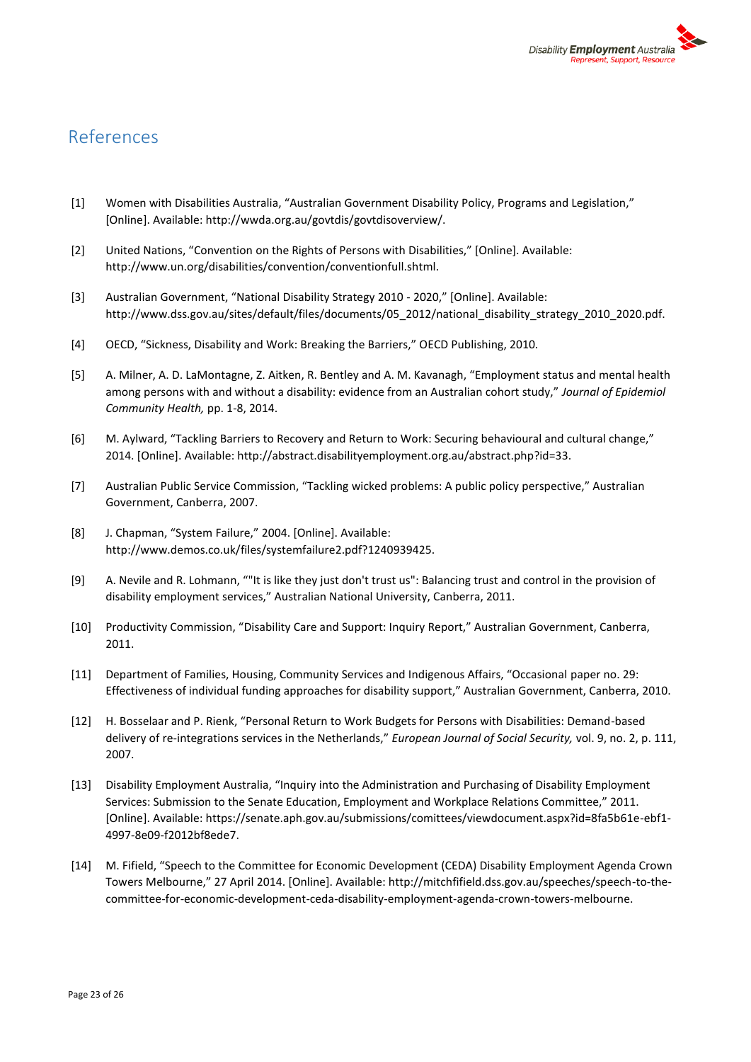# References

[1] Women with Disabilities Australia, "Australian Government Disability Policy, Programs and Legislation," [Online]. Available: http://wwda.org.au/govtdis/govtdisoverview/.

[2] United Nations, "Convention on the Rights of Persons with Disabilities," [Online]. Available: http://www.un.org/disabilities/convention/conventionfull.shtml.

[3] Australian Government, "National Disability Strategy 2010 - 2020," [Online]. Available: http://www.dss.gov.au/sites/default/files/documents/05_2012/national_disability_strategy_2010_2020.pdf.

[4] OECD, "Sickness, Disability and Work: Breaking the Barriers," OECD Publishing, 2010.

[5] A. Milner, A. D. LaMontagne, Z. Aitken, R. Bentley and A. M. Kavanagh, "Employment status and mental health among persons with and without a disability: evidence from an Australian cohort study," *Journal of Epidemiol Community Health,* pp. 1-8, 2014.

[6] M. Aylward, "Tackling Barriers to Recovery and Return to Work: Securing behavioural and cultural change," 2014. [Online]. Available: http://abstract.disabilityemployment.org.au/abstract.php?id=33.

[7] Australian Public Service Commission, "Tackling wicked problems: A public policy perspective," Australian Government, Canberra, 2007.

[8] J. Chapman, "System Failure," 2004. [Online]. Available: http://www.demos.co.uk/files/systemfailure2.pdf?1240939425.

[9] A. Nevile and R. Lohmann, ""It is like they just don't trust us": Balancing trust and control in the provision of disability employment services," Australian National University, Canberra, 2011.

[10] Productivity Commission, "Disability Care and Support: Inquiry Report," Australian Government, Canberra, 2011.

[11] Department of Families, Housing, Community Services and Indigenous Affairs, "Occasional paper no. 29: Effectiveness of individual funding approaches for disability support," Australian Government, Canberra, 2010.

[12] H. Bosselaar and P. Rienk, "Personal Return to Work Budgets for Persons with Disabilities: Demand-based delivery of re-integrations services in the Netherlands," *European Journal of Social Security,* vol. 9, no. 2, p. 111, 2007.

[13] Disability Employment Australia, "Inquiry into the Administration and Purchasing of Disability Employment Services: Submission to the Senate Education, Employment and Workplace Relations Committee," 2011. [Online]. Available: https://senate.aph.gov.au/submissions/comittees/viewdocument.aspx?id=8fa5b61e-ebf1-4997-8e09-f2012bf8ede7.

[14] M. Fifield, "Speech to the Committee for Economic Development (CEDA) Disability Employment Agenda Crown Towers Melbourne," 27 April 2014. [Online]. Available: http://mitchfifield.dss.gov.au/speeches/speech-to-the-committee-for-economic-development-ceda-disability-employment-agenda-crown-towers-melbourne.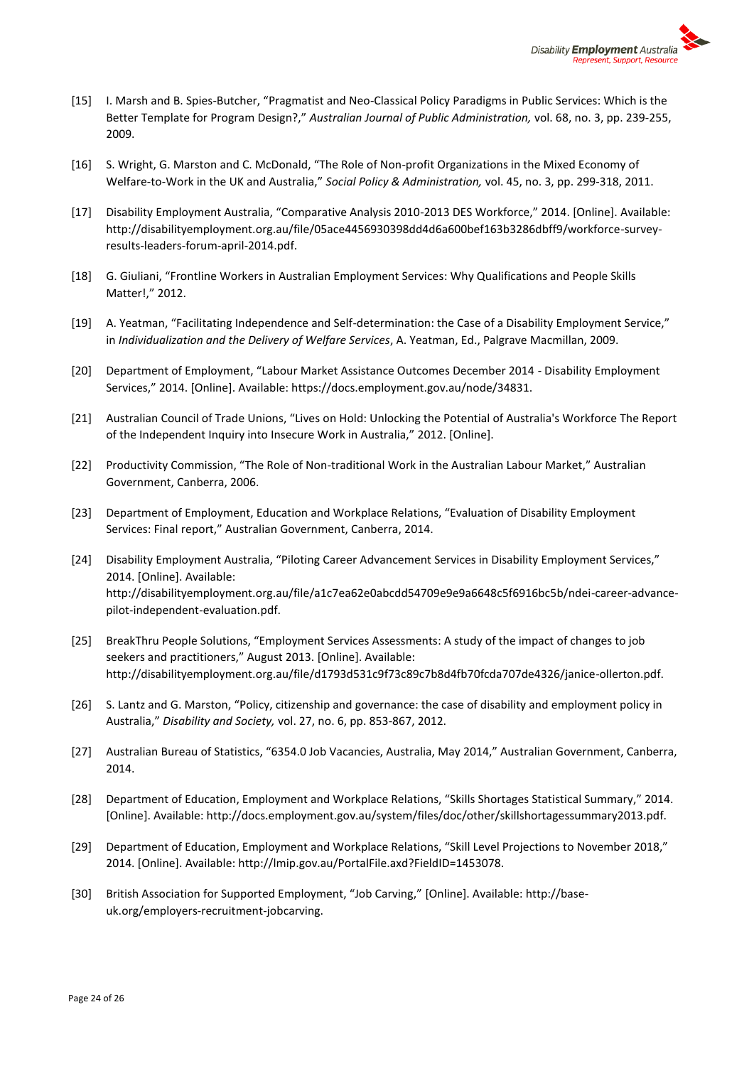[15] I. Marsh and B. Spies-Butcher, "Pragmatist and Neo-Classical Policy Paradigms in Public Services: Which is the Better Template for Program Design?," *Australian Journal of Public Administration,* vol. 68, no. 3, pp. 239-255, 2009.

[16] S. Wright, G. Marston and C. McDonald, "The Role of Non-profit Organizations in the Mixed Economy of Welfare-to-Work in the UK and Australia," *Social Policy & Administration,* vol. 45, no. 3, pp. 299-318, 2011.

[17] Disability Employment Australia, "Comparative Analysis 2010-2013 DES Workforce," 2014. [Online]. Available: http://disabilityemployment.org.au/file/05ace4456930398dd4d6a600bef163b3286dbff9/workforce-survey-results-leaders-forum-april-2014.pdf.

[18] G. Giuliani, "Frontline Workers in Australian Employment Services: Why Qualifications and People Skills Matter!," 2012.

[19] A. Yeatman, "Facilitating Independence and Self-determination: the Case of a Disability Employment Service," in *Individualization and the Delivery of Welfare Services*, A. Yeatman, Ed., Palgrave Macmillan, 2009.

[20] Department of Employment, "Labour Market Assistance Outcomes December 2014 - Disability Employment Services," 2014. [Online]. Available: https://docs.employment.gov.au/node/34831.

[21] Australian Council of Trade Unions, "Lives on Hold: Unlocking the Potential of Australia's Workforce The Report of the Independent Inquiry into Insecure Work in Australia," 2012. [Online].

[22] Productivity Commission, "The Role of Non-traditional Work in the Australian Labour Market," Australian Government, Canberra, 2006.

[23] Department of Employment, Education and Workplace Relations, "Evaluation of Disability Employment Services: Final report," Australian Government, Canberra, 2014.

[24] Disability Employment Australia, "Piloting Career Advancement Services in Disability Employment Services," 2014. [Online]. Available: http://disabilityemployment.org.au/file/a1c7ea62e0abcdd54709e9e9a6648c5f6916bc5b/ndei-career-advance-pilot-independent-evaluation.pdf.

[25] BreakThru People Solutions, "Employment Services Assessments: A study of the impact of changes to job seekers and practitioners," August 2013. [Online]. Available: http://disabilityemployment.org.au/file/d1793d531c9f73c89c7b8d4fb70fcda707de4326/janice-ollerton.pdf.

[26] S. Lantz and G. Marston, "Policy, citizenship and governance: the case of disability and employment policy in Australia," *Disability and Society,* vol. 27, no. 6, pp. 853-867, 2012.

[27] Australian Bureau of Statistics, "6354.0 Job Vacancies, Australia, May 2014," Australian Government, Canberra, 2014.

[28] Department of Education, Employment and Workplace Relations, "Skills Shortages Statistical Summary," 2014. [Online]. Available: http://docs.employment.gov.au/system/files/doc/other/skillshortagessummary2013.pdf.

[29] Department of Education, Employment and Workplace Relations, "Skill Level Projections to November 2018," 2014. [Online]. Available: http://lmip.gov.au/PortalFile.axd?FieldID=1453078.

[30] British Association for Supported Employment, "Job Carving," [Online]. Available: http://base-uk.org/employers-recruitment-jobcarving.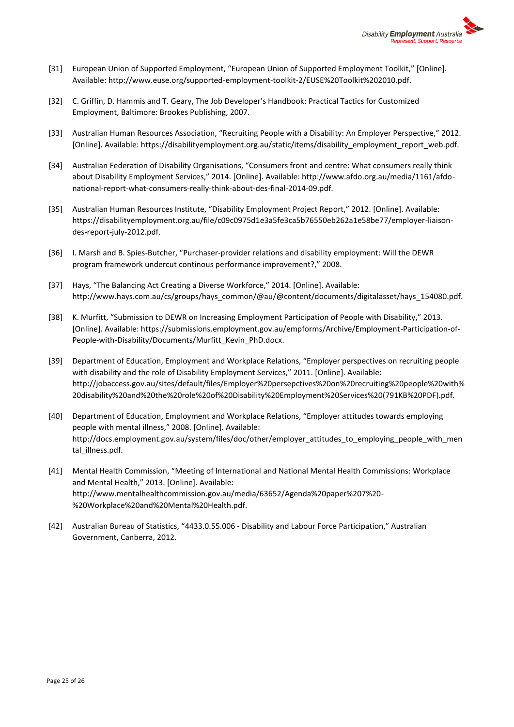[31] European Union of Supported Employment, “European Union of Supported Employment Toolkit,” [Online]. Available: http://www.euse.org/supported-employment-toolkit-2/EUSE%20Toolkit%202010.pdf.

[32] C. Griffin, D. Hammis and T. Geary, The Job Developer’s Handbook: Practical Tactics for Customized Employment, Baltimore: Brookes Publishing, 2007.

[33] Australian Human Resources Association, “Recruiting People with a Disability: An Employer Perspective,” 2012. [Online]. Available: https://disabilityemployment.org.au/static/items/disability_employment_report_web.pdf.

[34] Australian Federation of Disability Organisations, “Consumers front and centre: What consumers really think about Disability Employment Services,” 2014. [Online]. Available: http://www.afdo.org.au/media/1161/afdo-national-report-what-consumers-really-think-about-des-final-2014-09.pdf.

[35] Australian Human Resources Institute, “Disability Employment Project Report,” 2012. [Online]. Available: https://disabilityemployment.org.au/file/c09c0975d1e3a5fe3ca5b76550eb262a1e58be77/employer-liaison-des-report-july-2012.pdf.

[36] I. Marsh and B. Spies-Butcher, “Purchaser-provider relations and disability employment: Will the DEWR program framework undercut continous performance improvement?,” 2008.

[37] Hays, “The Balancing Act Creating a Diverse Workforce,” 2014. [Online]. Available: http://www.hays.com.au/cs/groups/hays_common/@au/@content/documents/digitalasset/hays_154080.pdf.

[38] K. Murfitt, “Submission to DEWR on Increasing Employment Participation of People with Disability,” 2013. [Online]. Available: https://submissions.employment.gov.au/empforms/Archive/Employment-Participation-of-People-with-Disability/Documents/Murfitt_Kevin_PhD.docx.

[39] Department of Education, Employment and Workplace Relations, “Employer perspectives on recruiting people with disability and the role of Disability Employment Services,” 2011. [Online]. Available: http://jobaccess.gov.au/sites/default/files/Employer%20persepctives%20on%20recruiting%20people%20with%20disability%20and%20the%20role%20of%20Disability%20Employment%20Services%20(791KB%20PDF).pdf.

[40] Department of Education, Employment and Workplace Relations, “Employer attitudes towards employing people with mental illness,” 2008. [Online]. Available: http://docs.employment.gov.au/system/files/doc/other/employer_attitudes_to_employing_people_with_mental_illness.pdf.

[41] Mental Health Commission, “Meeting of International and National Mental Health Commissions: Workplace and Mental Health,” 2013. [Online]. Available: http://www.mentalhealthcommission.gov.au/media/63652/Agenda%20paper%207%20-%20Workplace%20and%20Mental%20Health.pdf.

[42] Australian Bureau of Statistics, “4433.0.55.006 - Disability and Labour Force Participation,” Australian Government, Canberra, 2012.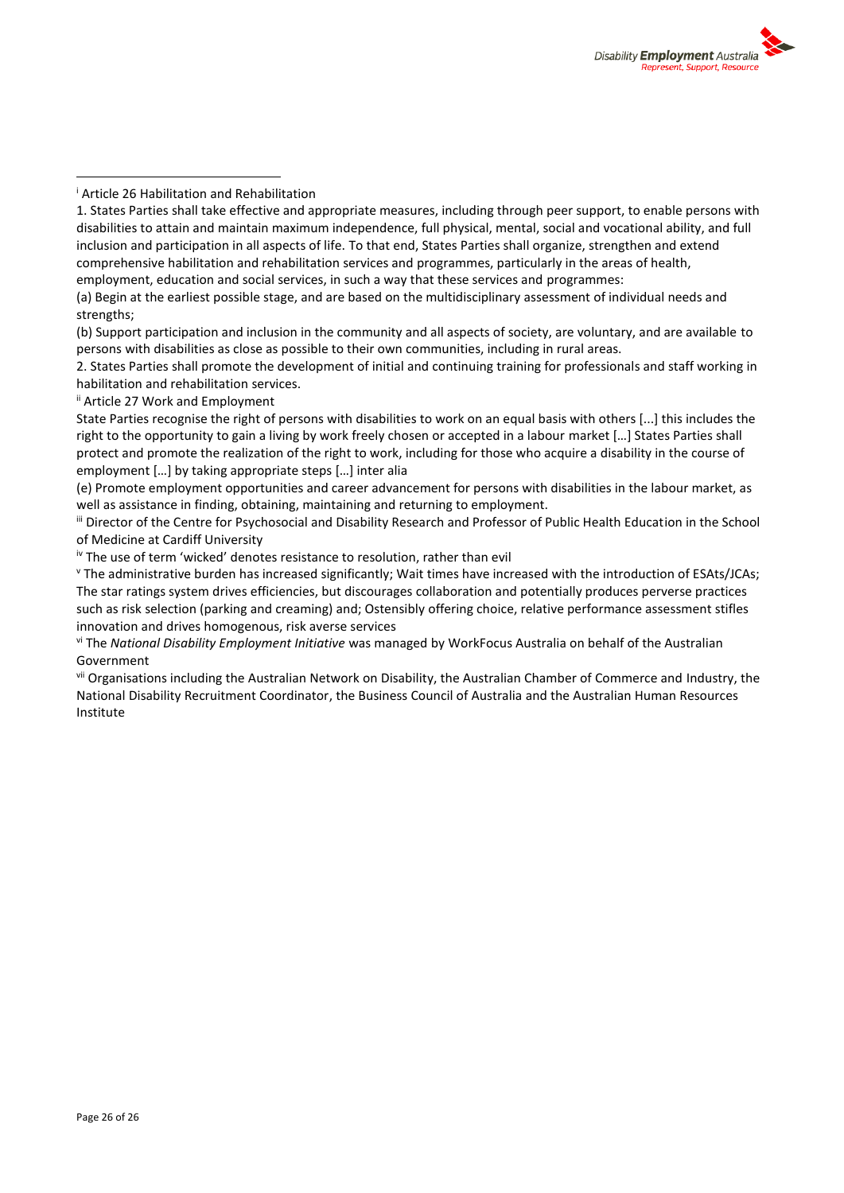[i] Article 26 Habilitation and Rehabilitation

1. States Parties shall take effective and appropriate measures, including through peer support, to enable persons with disabilities to attain and maintain maximum independence, full physical, mental, social and vocational ability, and full inclusion and participation in all aspects of life. To that end, States Parties shall organize, strengthen and extend comprehensive habilitation and rehabilitation services and programmes, particularly in the areas of health, employment, education and social services, in such a way that these services and programmes:

(a) Begin at the earliest possible stage, and are based on the multidisciplinary assessment of individual needs and strengths;

(b) Support participation and inclusion in the community and all aspects of society, are voluntary, and are available to persons with disabilities as close as possible to their own communities, including in rural areas.

2. States Parties shall promote the development of initial and continuing training for professionals and staff working in habilitation and rehabilitation services.

[ii] Article 27 Work and Employment

State Parties recognise the right of persons with disabilities to work on an equal basis with others [...] this includes the right to the opportunity to gain a living by work freely chosen or accepted in a labour market […] States Parties shall protect and promote the realization of the right to work, including for those who acquire a disability in the course of employment […] by taking appropriate steps […] inter alia

(e) Promote employment opportunities and career advancement for persons with disabilities in the labour market, as well as assistance in finding, obtaining, maintaining and returning to employment.

[iii] Director of the Centre for Psychosocial and Disability Research and Professor of Public Health Education in the School of Medicine at Cardiff University

[iv] The use of term 'wicked' denotes resistance to resolution, rather than evil

[v] The administrative burden has increased significantly; Wait times have increased with the introduction of ESAts/JCAs; The star ratings system drives efficiencies, but discourages collaboration and potentially produces perverse practices such as risk selection (parking and creaming) and; Ostensibly offering choice, relative performance assessment stifles innovation and drives homogenous, risk averse services

[vi] The *National Disability Employment Initiative* was managed by WorkFocus Australia on behalf of the Australian Government

[vii] Organisations including the Australian Network on Disability, the Australian Chamber of Commerce and Industry, the National Disability Recruitment Coordinator, the Business Council of Australia and the Australian Human Resources Institute